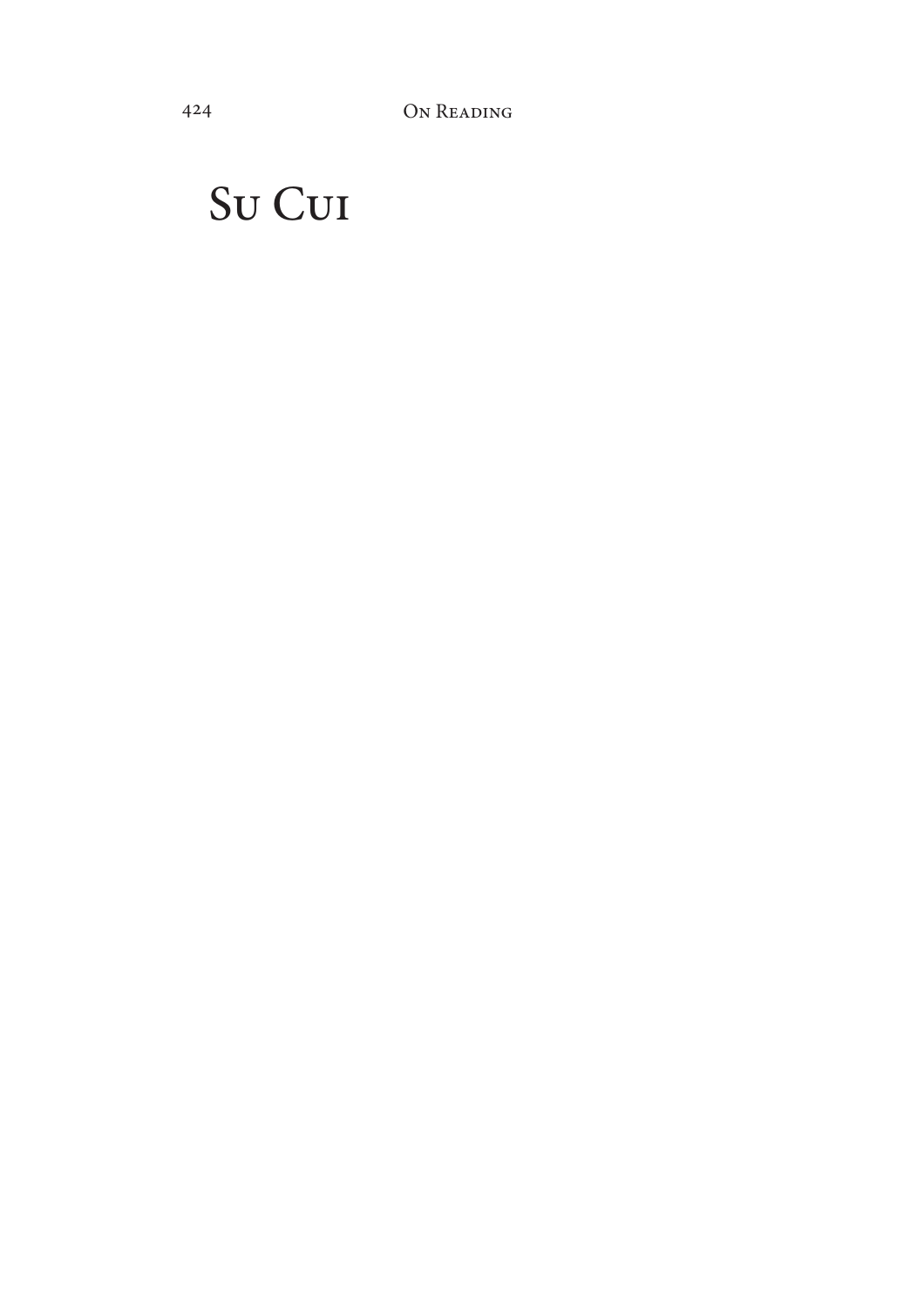# Su Cui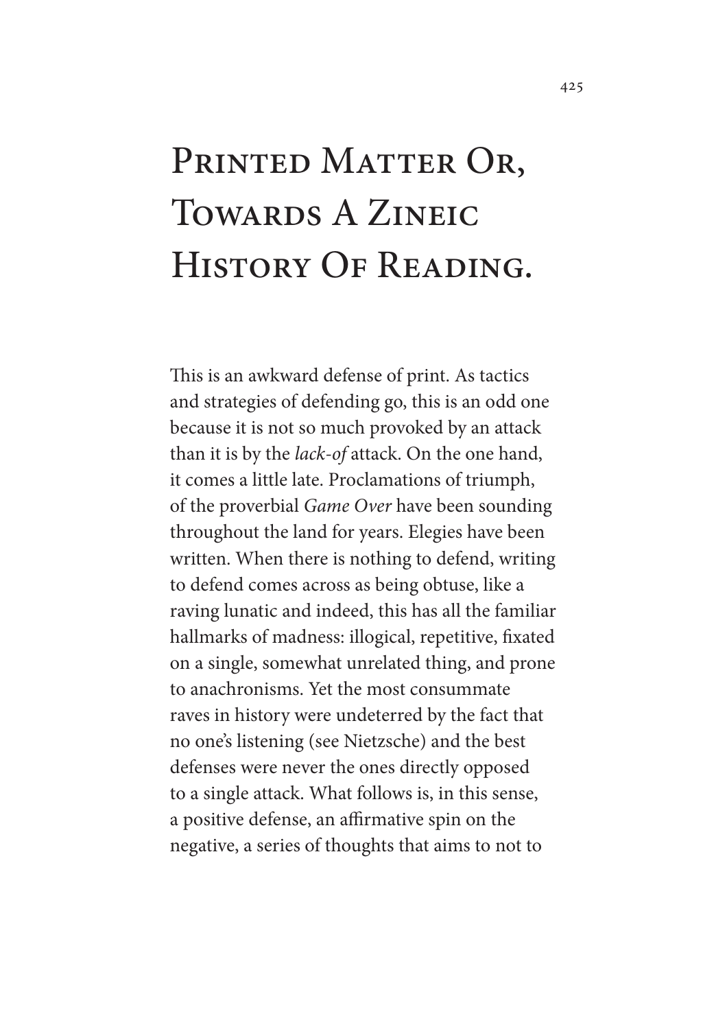# Printed Matter Or, Towards A Zineic History Of Reading.

This is an awkward defense of print. As tactics and strategies of defending go, this is an odd one because it is not so much provoked by an attack than it is by the *lack-of* attack. On the one hand, it comes a little late. Proclamations of triumph, of the proverbial *Game Over* have been sounding throughout the land for years. Elegies have been written. When there is nothing to defend, writing to defend comes across as being obtuse, like a raving lunatic and indeed, this has all the familiar hallmarks of madness: illogical, repetitive, fixated on a single, somewhat unrelated thing, and prone to anachronisms. Yet the most consummate raves in history were undeterred by the fact that no one's listening (see Nietzsche) and the best defenses were never the ones directly opposed to a single attack. What follows is, in this sense, a positive defense, an affirmative spin on the negative, a series of thoughts that aims to not to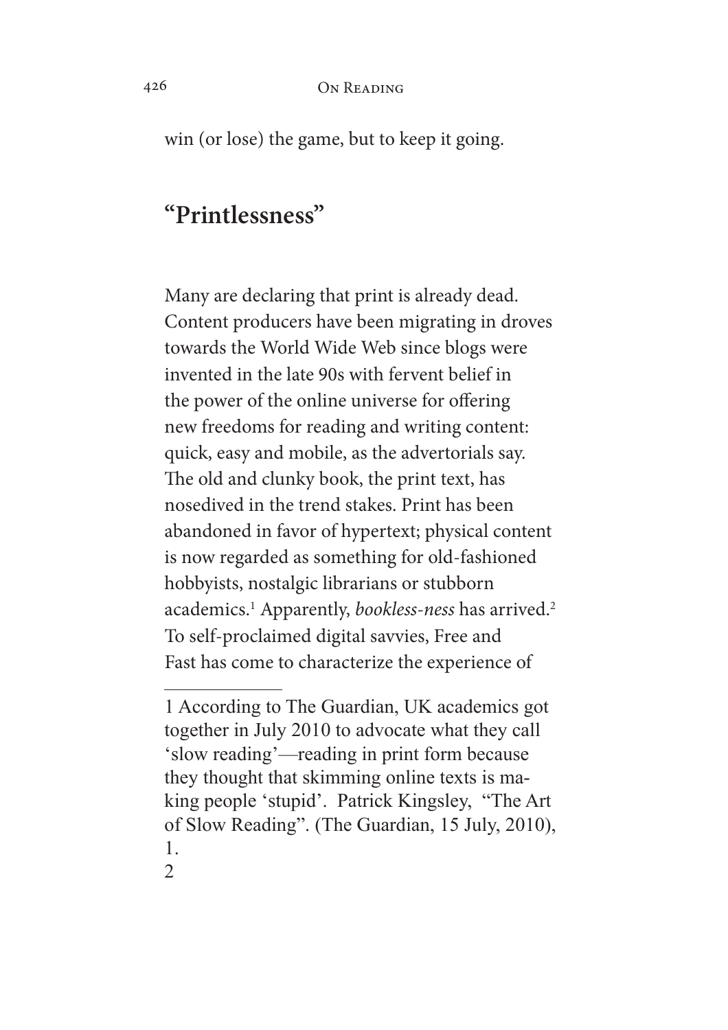win (or lose) the game, but to keep it going.

## "Printlessness"

Many are declaring that print is already dead. Content producers have been migrating in droves towards the World Wide Web since blogs were invented in the late 90s with fervent belief in the power of the online universe for offering new freedoms for reading and writing content: quick, easy and mobile, as the advertorials say. The old and clunky book, the print text, has nosedived in the trend stakes. Print has been abandoned in favor of hypertext; physical content is now regarded as something for old-fashioned hobbyists, nostalgic librarians or stubborn academics.[1] Apparently, *bookless-ness* has arrived.[2] To self-proclaimed digital savvies, Free and Fast has come to characterize the experience of

---

1 According to The Guardian, UK academics got together in July 2010 to advocate what they call 'slow reading'—reading in print form because they thought that skimming online texts is making people 'stupid'. Patrick Kingsley, "The Art of Slow Reading". (The Guardian, 15 July, 2010), 1.

2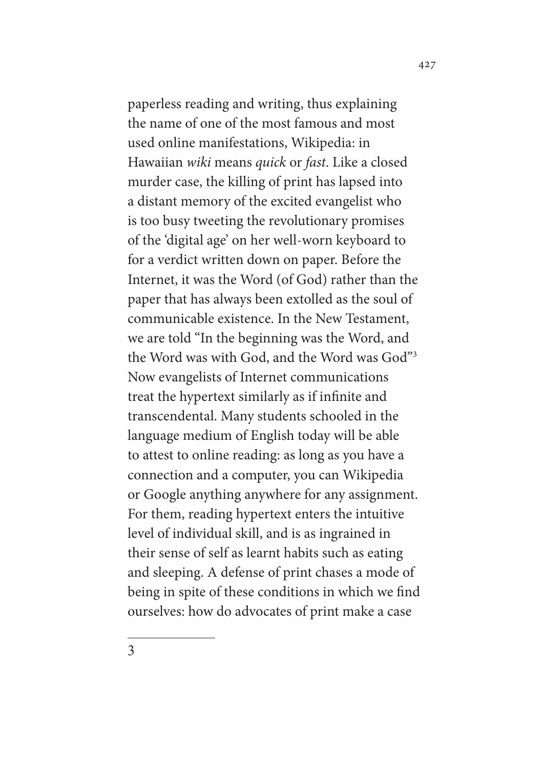paperless reading and writing, thus explaining the name of one of the most famous and most used online manifestations, Wikipedia: in Hawaiian *wiki* means *quick* or *fast*. Like a closed murder case, the killing of print has lapsed into a distant memory of the excited evangelist who is too busy tweeting the revolutionary promises of the 'digital age' on her well-worn keyboard to for a verdict written down on paper. Before the Internet, it was the Word (of God) rather than the paper that has always been extolled as the soul of communicable existence. In the New Testament, we are told "In the beginning was the Word, and the Word was with God, and the Word was God"[3] Now evangelists of Internet communications treat the hypertext similarly as if infinite and transcendental. Many students schooled in the language medium of English today will be able to attest to online reading: as long as you have a connection and a computer, you can Wikipedia or Google anything anywhere for any assignment. For them, reading hypertext enters the intuitive level of individual skill, and is as ingrained in their sense of self as learnt habits such as eating and sleeping. A defense of print chases a mode of being in spite of these conditions in which we find ourselves: how do advocates of print make a case

---

3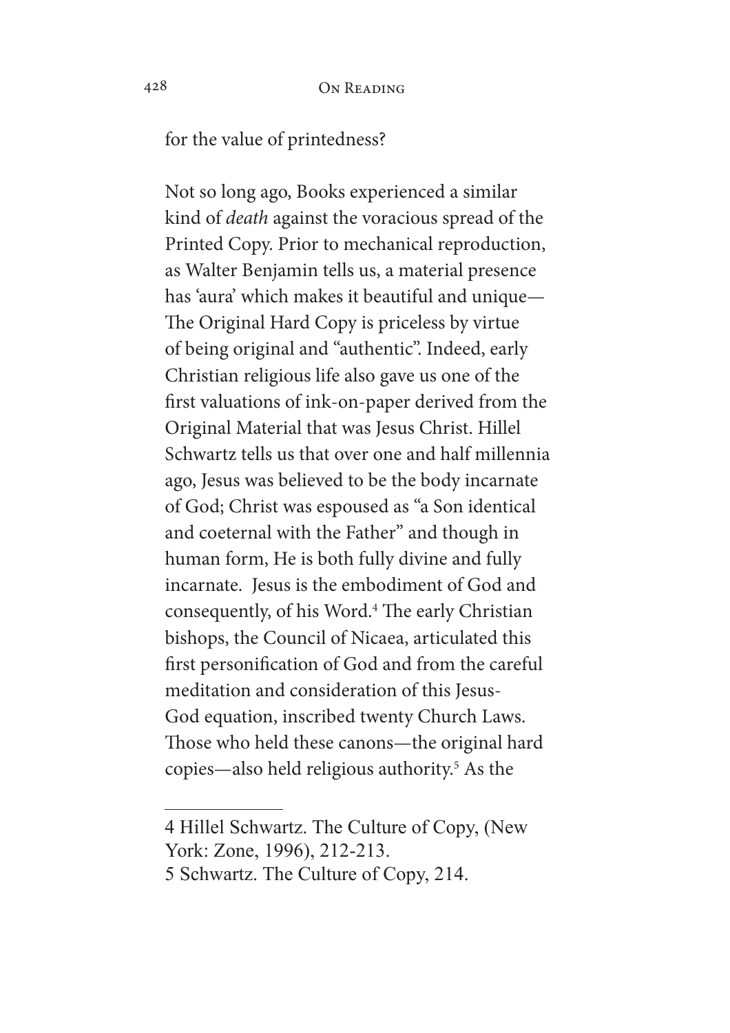for the value of printedness?

Not so long ago, Books experienced a similar kind of *death* against the voracious spread of the Printed Copy. Prior to mechanical reproduction, as Walter Benjamin tells us, a material presence has 'aura' which makes it beautiful and unique—The Original Hard Copy is priceless by virtue of being original and "authentic". Indeed, early Christian religious life also gave us one of the first valuations of ink-on-paper derived from the Original Material that was Jesus Christ. Hillel Schwartz tells us that over one and half millennia ago, Jesus was believed to be the body incarnate of God; Christ was espoused as "a Son identical and coeternal with the Father" and though in human form, He is both fully divine and fully incarnate. Jesus is the embodiment of God and consequently, of his Word.[4] The early Christian bishops, the Council of Nicaea, articulated this first personification of God and from the careful meditation and consideration of this Jesus-God equation, inscribed twenty Church Laws. Those who held these canons—the original hard copies—also held religious authority.[5] As the

---

4 Hillel Schwartz. The Culture of Copy, (New York: Zone, 1996), 212-213.

5 Schwartz. The Culture of Copy, 214.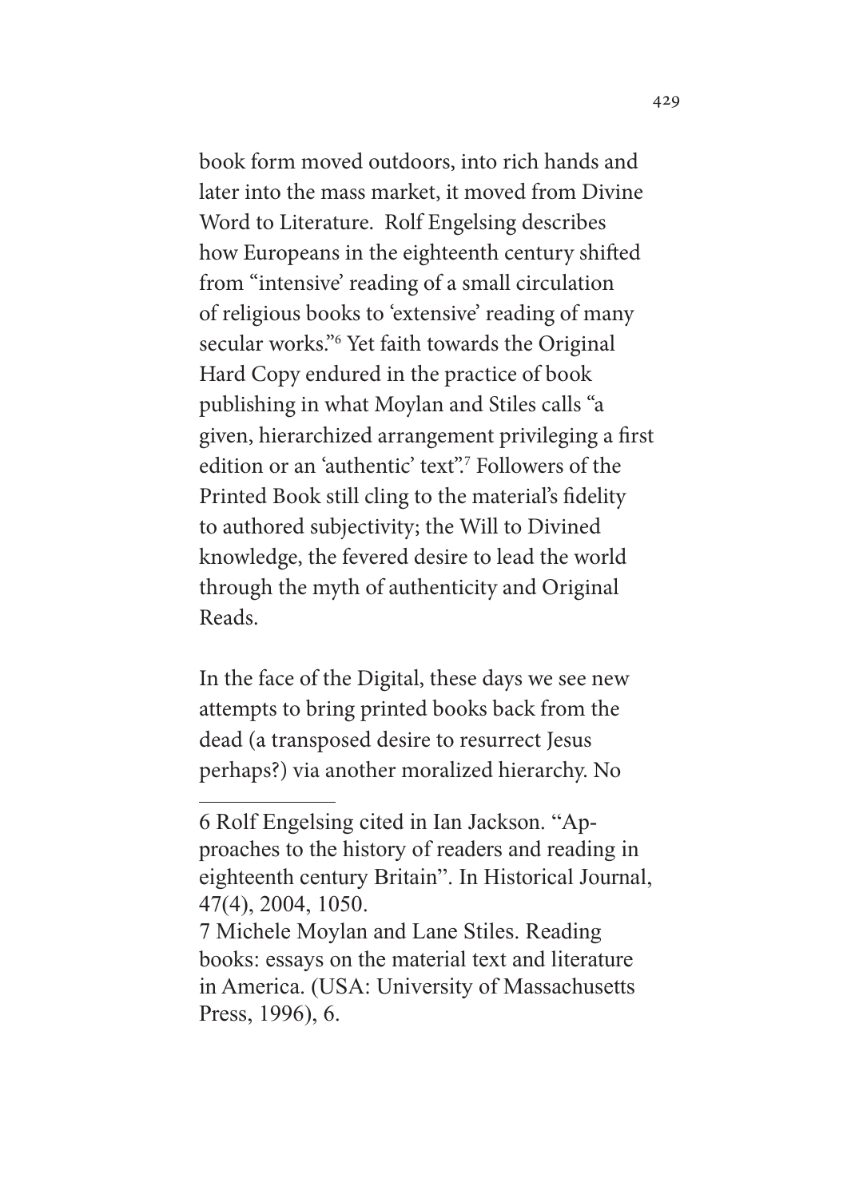book form moved outdoors, into rich hands and later into the mass market, it moved from Divine Word to Literature. Rolf Engelsing describes how Europeans in the eighteenth century shifted from "intensive' reading of a small circulation of religious books to 'extensive' reading of many secular works."[6] Yet faith towards the Original Hard Copy endured in the practice of book publishing in what Moylan and Stiles calls "a given, hierarchized arrangement privileging a first edition or an 'authentic' text".[7] Followers of the Printed Book still cling to the material's fidelity to authored subjectivity; the Will to Divined knowledge, the fevered desire to lead the world through the myth of authenticity and Original Reads.

In the face of the Digital, these days we see new attempts to bring printed books back from the dead (a transposed desire to resurrect Jesus perhaps?) via another moralized hierarchy. No

---

6 Rolf Engelsing cited in Ian Jackson. "Approaches to the history of readers and reading in eighteenth century Britain". In Historical Journal, 47(4), 2004, 1050.

7 Michele Moylan and Lane Stiles. Reading books: essays on the material text and literature in America. (USA: University of Massachusetts Press, 1996), 6.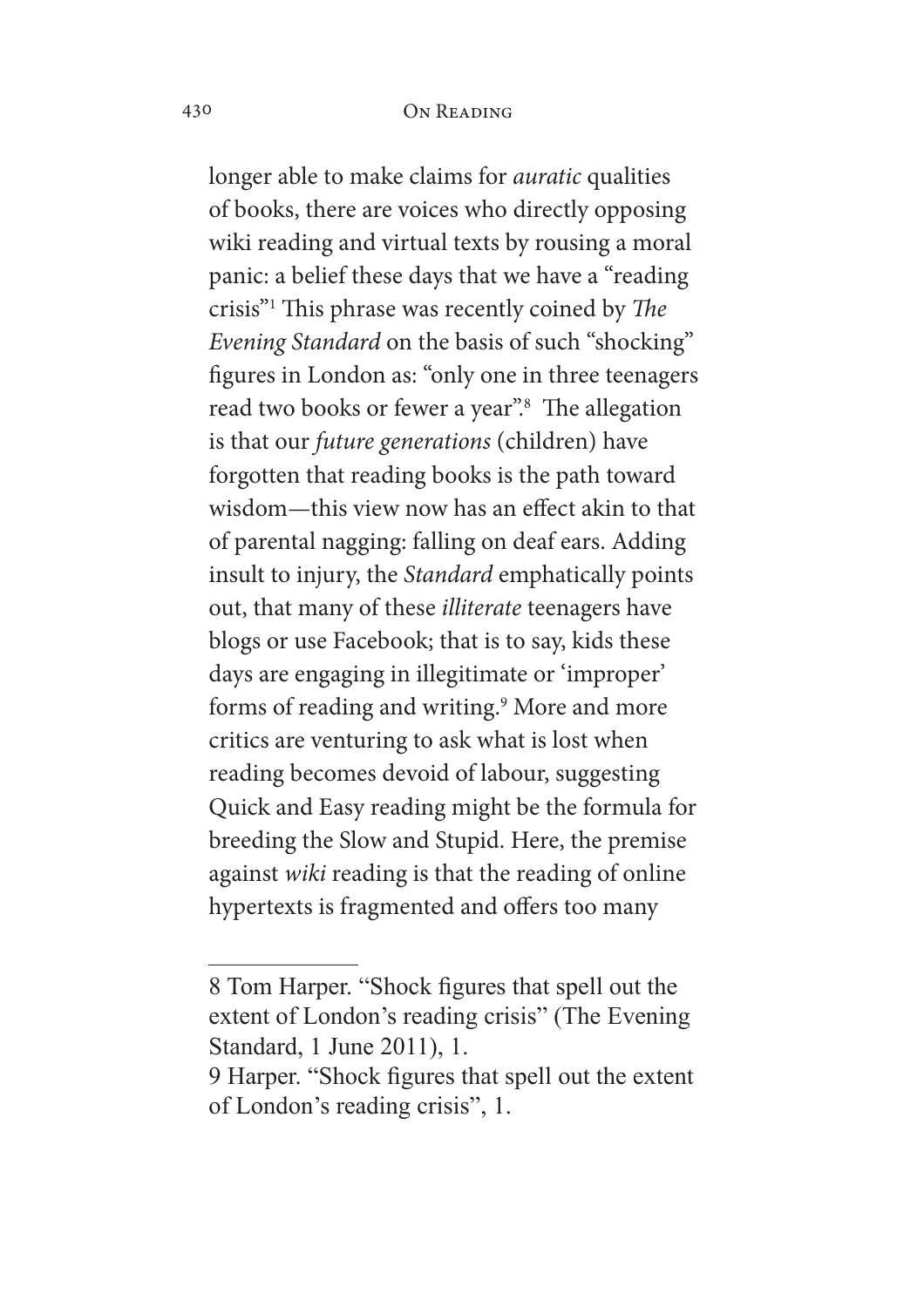longer able to make claims for *auratic* qualities of books, there are voices who directly opposing wiki reading and virtual texts by rousing a moral panic: a belief these days that we have a "reading crisis"[1] This phrase was recently coined by *The Evening Standard* on the basis of such "shocking" figures in London as: "only one in three teenagers read two books or fewer a year".[8] The allegation is that our *future generations* (children) have forgotten that reading books is the path toward wisdom—this view now has an effect akin to that of parental nagging: falling on deaf ears. Adding insult to injury, the *Standard* emphatically points out, that many of these *illiterate* teenagers have blogs or use Facebook; that is to say, kids these days are engaging in illegitimate or 'improper' forms of reading and writing.[9] More and more critics are venturing to ask what is lost when reading becomes devoid of labour, suggesting Quick and Easy reading might be the formula for breeding the Slow and Stupid. Here, the premise against *wiki* reading is that the reading of online hypertexts is fragmented and offers too many

---

8 Tom Harper. "Shock figures that spell out the extent of London's reading crisis" (The Evening Standard, 1 June 2011), 1.

9 Harper. "Shock figures that spell out the extent of London's reading crisis", 1.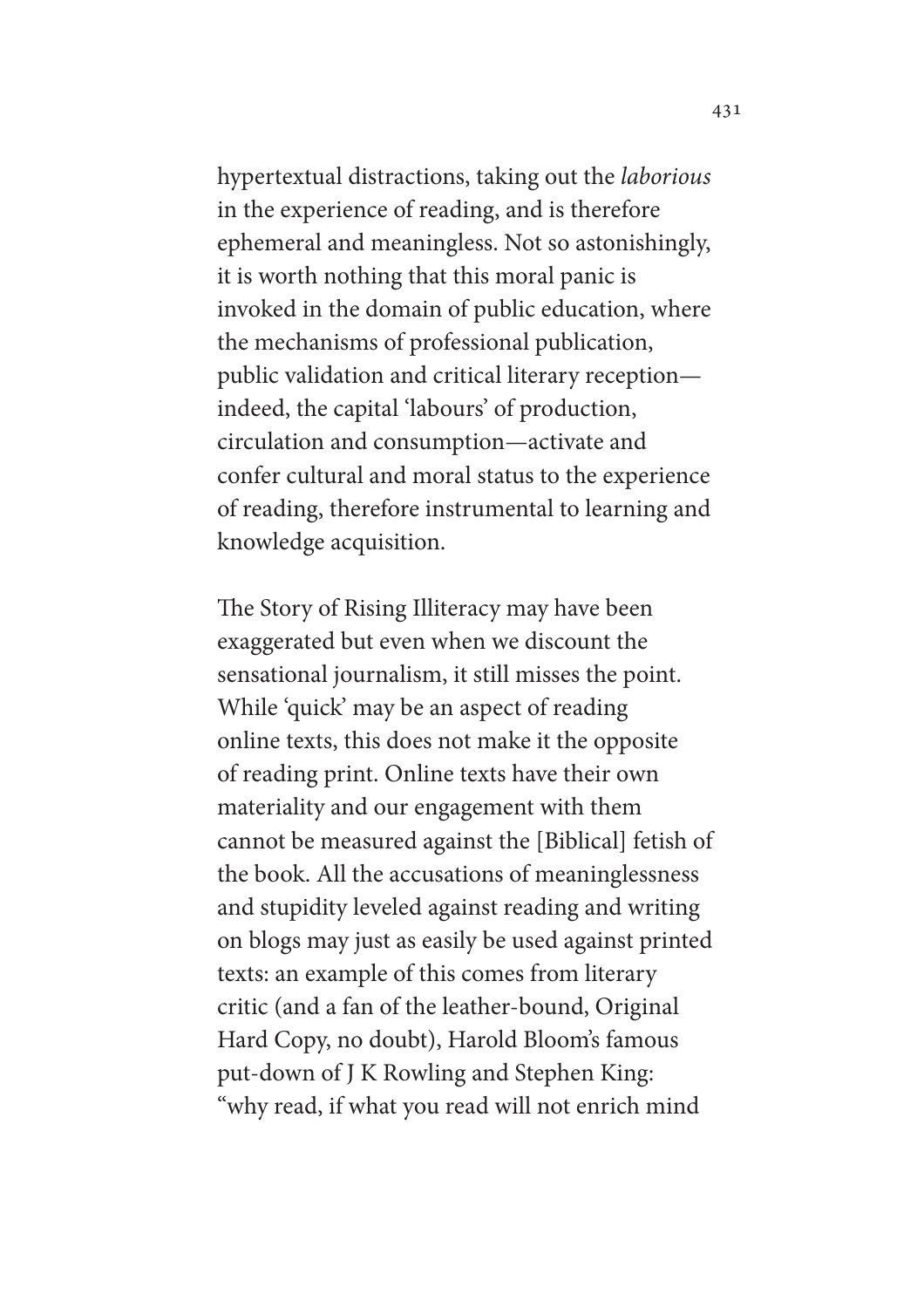hypertextual distractions, taking out the *laborious* in the experience of reading, and is therefore ephemeral and meaningless. Not so astonishingly, it is worth nothing that this moral panic is invoked in the domain of public education, where the mechanisms of professional publication, public validation and critical literary reception—indeed, the capital 'labours' of production, circulation and consumption—activate and confer cultural and moral status to the experience of reading, therefore instrumental to learning and knowledge acquisition.

The Story of Rising Illiteracy may have been exaggerated but even when we discount the sensational journalism, it still misses the point. While 'quick' may be an aspect of reading online texts, this does not make it the opposite of reading print. Online texts have their own materiality and our engagement with them cannot be measured against the [Biblical] fetish of the book. All the accusations of meaninglessness and stupidity leveled against reading and writing on blogs may just as easily be used against printed texts: an example of this comes from literary critic (and a fan of the leather-bound, Original Hard Copy, no doubt), Harold Bloom's famous put-down of J K Rowling and Stephen King: "why read, if what you read will not enrich mind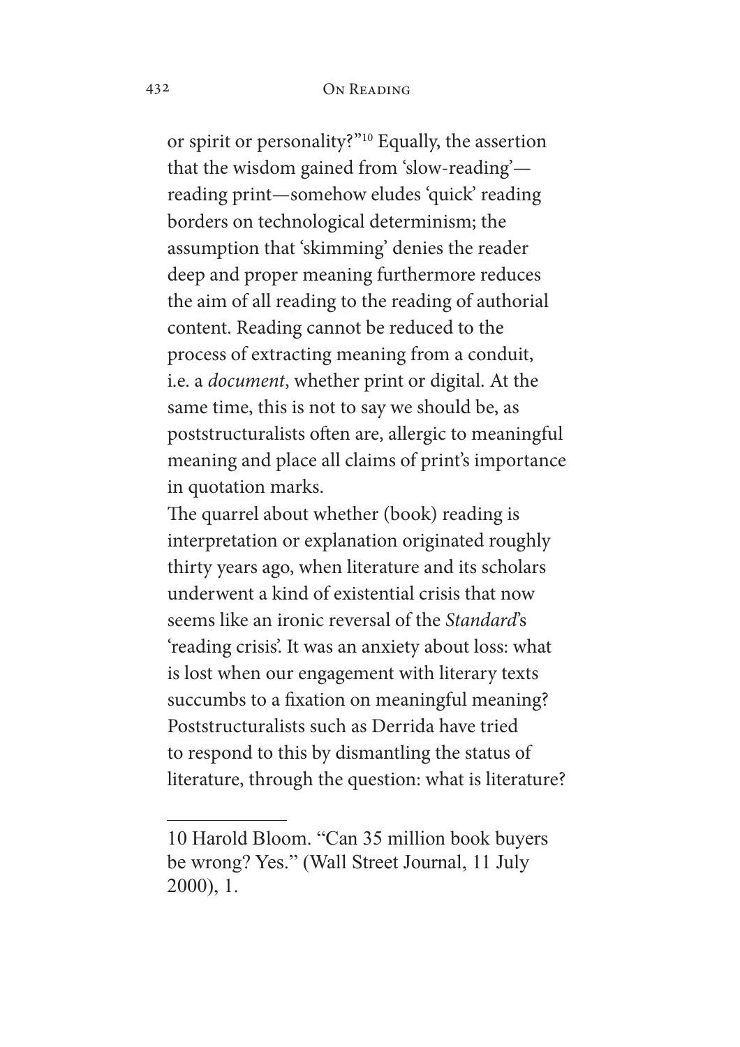or spirit or personality?"[10] Equally, the assertion that the wisdom gained from 'slow-reading'—reading print—somehow eludes 'quick' reading borders on technological determinism; the assumption that 'skimming' denies the reader deep and proper meaning furthermore reduces the aim of all reading to the reading of authorial content. Reading cannot be reduced to the process of extracting meaning from a conduit, i.e. a *document*, whether print or digital. At the same time, this is not to say we should be, as poststructuralists often are, allergic to meaningful meaning and place all claims of print's importance in quotation marks.

The quarrel about whether (book) reading is interpretation or explanation originated roughly thirty years ago, when literature and its scholars underwent a kind of existential crisis that now seems like an ironic reversal of the *Standard*'s 'reading crisis'. It was an anxiety about loss: what is lost when our engagement with literary texts succumbs to a fixation on meaningful meaning? Poststructuralists such as Derrida have tried to respond to this by dismantling the status of literature, through the question: what is literature?

---

10 Harold Bloom. "Can 35 million book buyers be wrong? Yes." (Wall Street Journal, 11 July 2000), 1.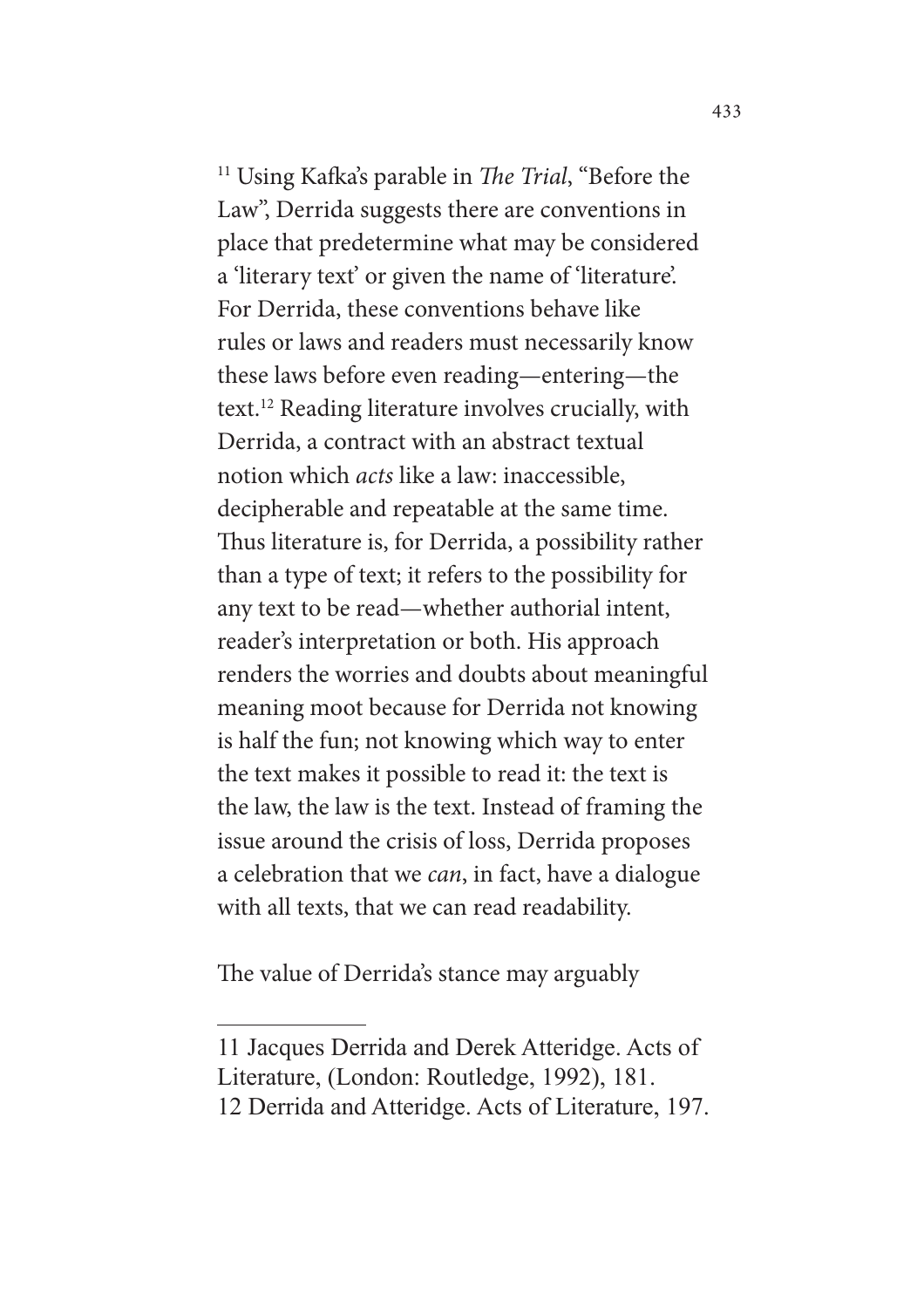[11] Using Kafka's parable in *The Trial*, "Before the Law", Derrida suggests there are conventions in place that predetermine what may be considered a 'literary text' or given the name of 'literature'. For Derrida, these conventions behave like rules or laws and readers must necessarily know these laws before even reading—entering—the text.[12] Reading literature involves crucially, with Derrida, a contract with an abstract textual notion which *acts* like a law: inaccessible, decipherable and repeatable at the same time. Thus literature is, for Derrida, a possibility rather than a type of text; it refers to the possibility for any text to be read—whether authorial intent, reader's interpretation or both. His approach renders the worries and doubts about meaningful meaning moot because for Derrida not knowing is half the fun; not knowing which way to enter the text makes it possible to read it: the text is the law, the law is the text. Instead of framing the issue around the crisis of loss, Derrida proposes a celebration that we *can*, in fact, have a dialogue with all texts, that we can read readability.

The value of Derrida's stance may arguably

---

11 Jacques Derrida and Derek Atteridge. Acts of Literature, (London: Routledge, 1992), 181.

12 Derrida and Atteridge. Acts of Literature, 197.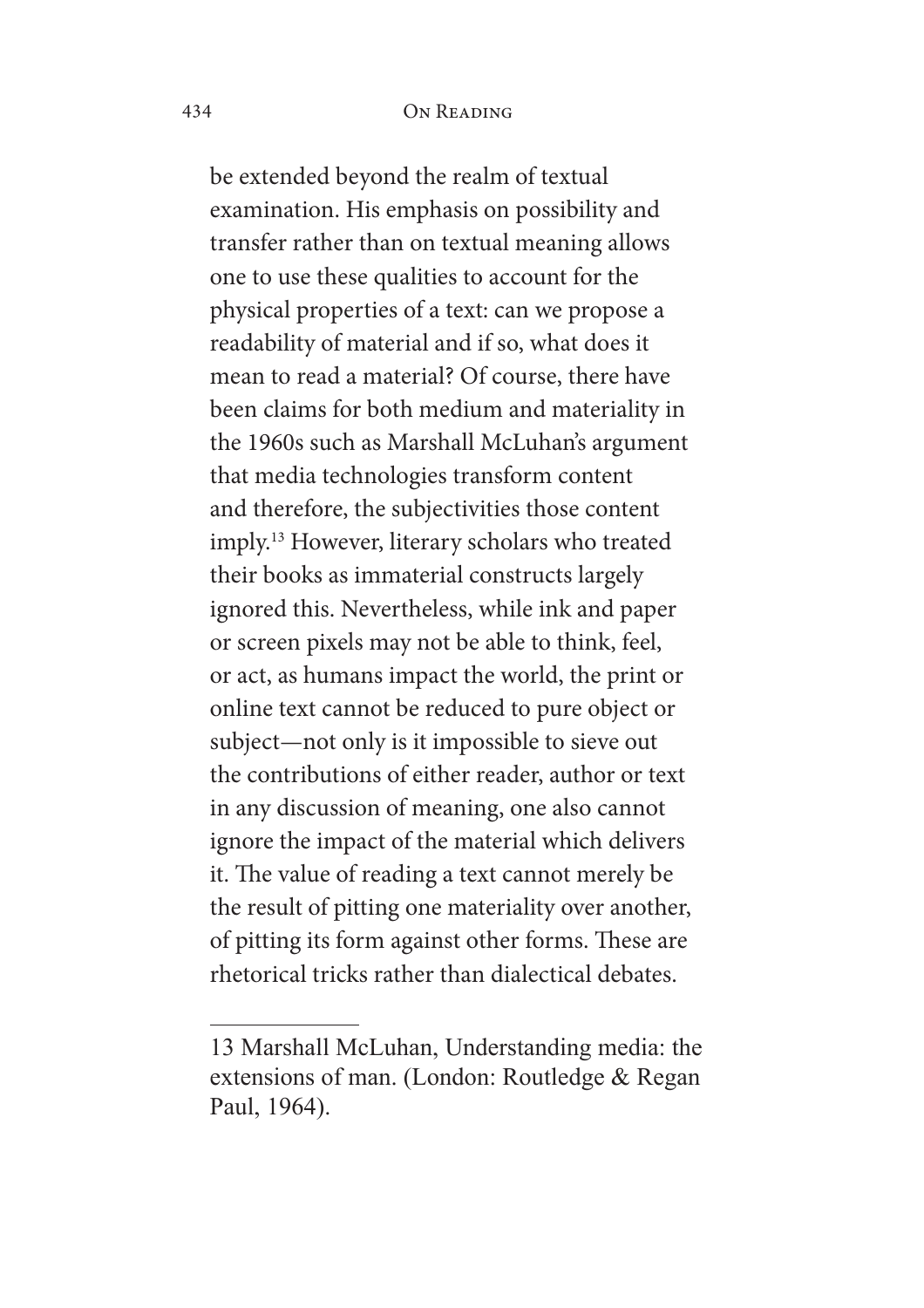be extended beyond the realm of textual examination. His emphasis on possibility and transfer rather than on textual meaning allows one to use these qualities to account for the physical properties of a text: can we propose a readability of material and if so, what does it mean to read a material? Of course, there have been claims for both medium and materiality in the 1960s such as Marshall McLuhan's argument that media technologies transform content and therefore, the subjectivities those content imply.[13] However, literary scholars who treated their books as immaterial constructs largely ignored this. Nevertheless, while ink and paper or screen pixels may not be able to think, feel, or act, as humans impact the world, the print or online text cannot be reduced to pure object or subject—not only is it impossible to sieve out the contributions of either reader, author or text in any discussion of meaning, one also cannot ignore the impact of the material which delivers it. The value of reading a text cannot merely be the result of pitting one materiality over another, of pitting its form against other forms. These are rhetorical tricks rather than dialectical debates.

---

13 Marshall McLuhan, Understanding media: the extensions of man. (London: Routledge & Regan Paul, 1964).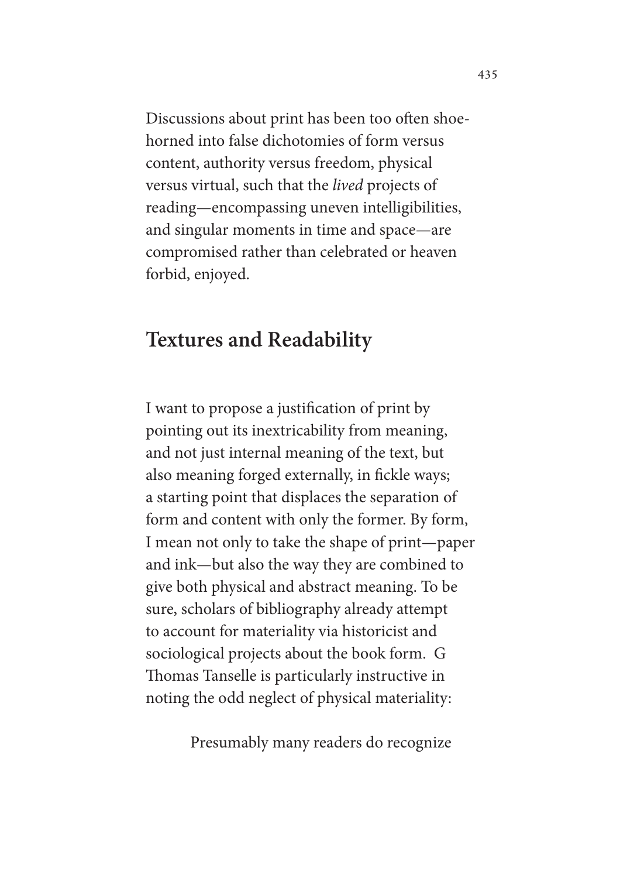Discussions about print has been too often shoehorned into false dichotomies of form versus content, authority versus freedom, physical versus virtual, such that the *lived* projects of reading—encompassing uneven intelligibilities, and singular moments in time and space—are compromised rather than celebrated or heaven forbid, enjoyed.

## Textures and Readability

I want to propose a justification of print by pointing out its inextricability from meaning, and not just internal meaning of the text, but also meaning forged externally, in fickle ways; a starting point that displaces the separation of form and content with only the former. By form, I mean not only to take the shape of print—paper and ink—but also the way they are combined to give both physical and abstract meaning. To be sure, scholars of bibliography already attempt to account for materiality via historicist and sociological projects about the book form. G Thomas Tanselle is particularly instructive in noting the odd neglect of physical materiality:

> Presumably many readers do recognize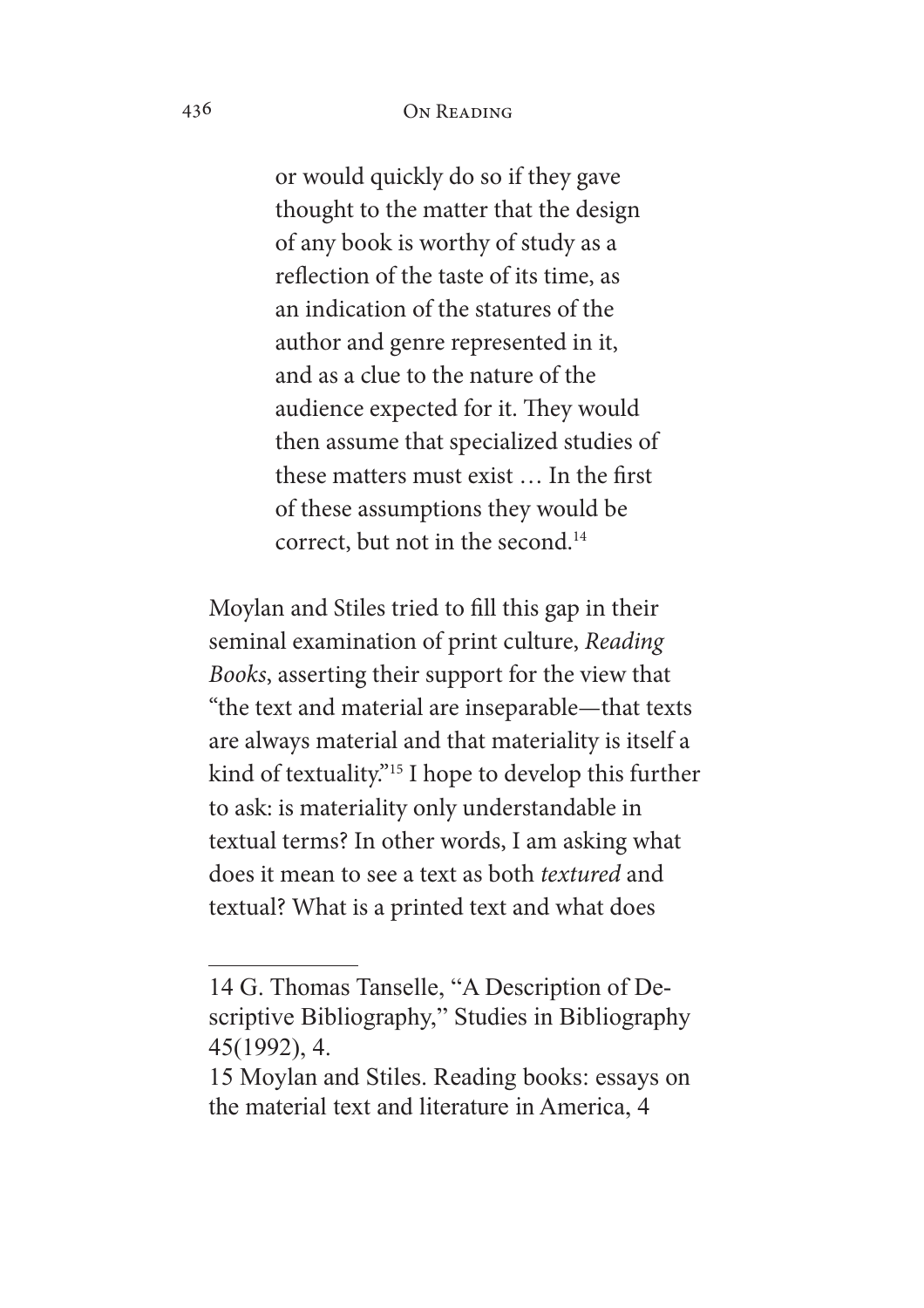> or would quickly do so if they gave thought to the matter that the design of any book is worthy of study as a reflection of the taste of its time, as an indication of the statures of the author and genre represented in it, and as a clue to the nature of the audience expected for it. They would then assume that specialized studies of these matters must exist … In the first of these assumptions they would be correct, but not in the second.[14]

Moylan and Stiles tried to fill this gap in their seminal examination of print culture, *Reading Books*, asserting their support for the view that "the text and material are inseparable—that texts are always material and that materiality is itself a kind of textuality."[15] I hope to develop this further to ask: is materiality only understandable in textual terms? In other words, I am asking what does it mean to see a text as both *textured* and textual? What is a printed text and what does

---

14 G. Thomas Tanselle, "A Description of Descriptive Bibliography," Studies in Bibliography 45(1992), 4.

15 Moylan and Stiles. Reading books: essays on the material text and literature in America, 4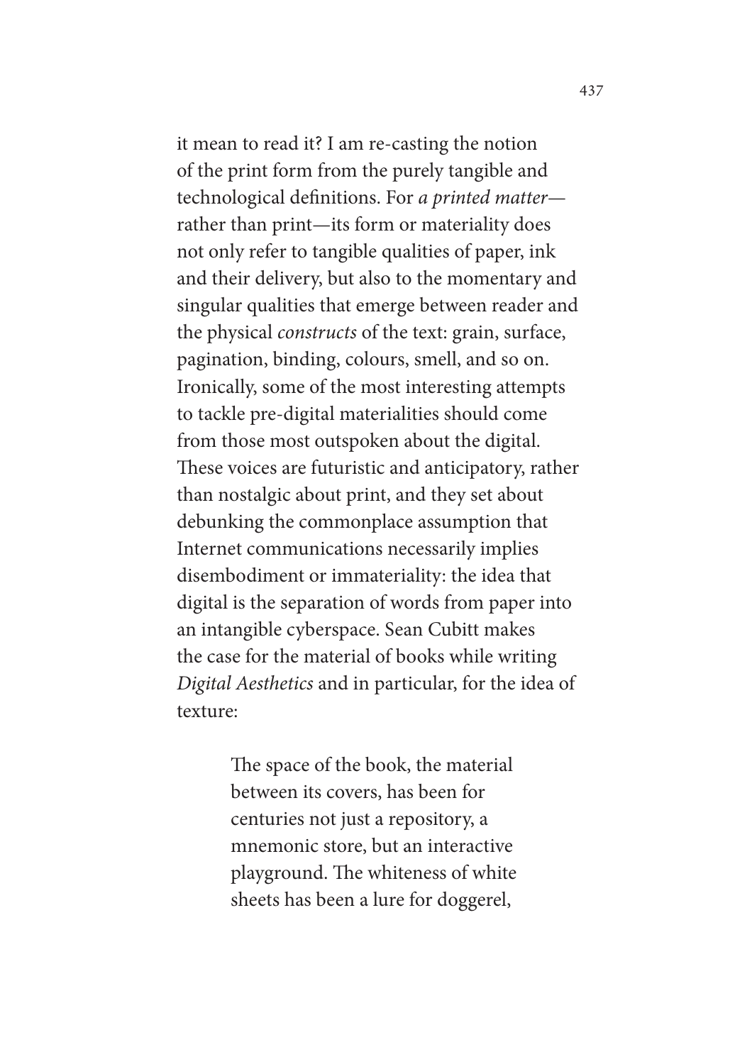it mean to read it? I am re-casting the notion of the print form from the purely tangible and technological definitions. For *a printed matter*—rather than print—its form or materiality does not only refer to tangible qualities of paper, ink and their delivery, but also to the momentary and singular qualities that emerge between reader and the physical *constructs* of the text: grain, surface, pagination, binding, colours, smell, and so on. Ironically, some of the most interesting attempts to tackle pre-digital materialities should come from those most outspoken about the digital. These voices are futuristic and anticipatory, rather than nostalgic about print, and they set about debunking the commonplace assumption that Internet communications necessarily implies disembodiment or immateriality: the idea that digital is the separation of words from paper into an intangible cyberspace. Sean Cubitt makes the case for the material of books while writing *Digital Aesthetics* and in particular, for the idea of texture:

> The space of the book, the material between its covers, has been for centuries not just a repository, a mnemonic store, but an interactive playground. The whiteness of white sheets has been a lure for doggerel,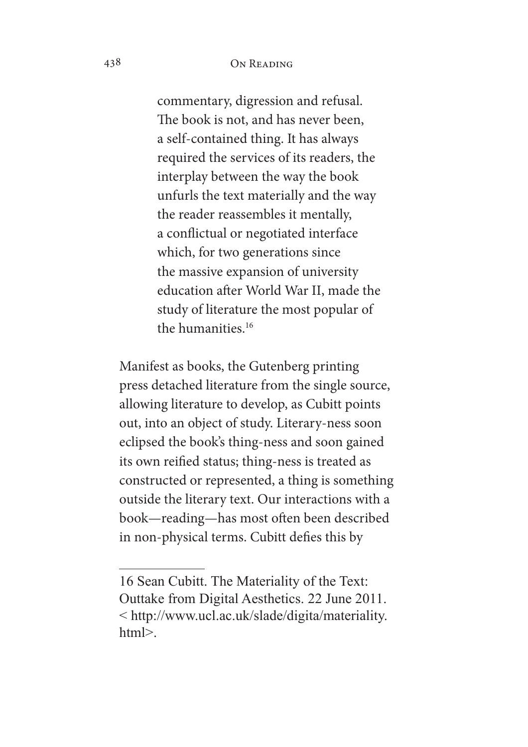> commentary, digression and refusal. The book is not, and has never been, a self-contained thing. It has always required the services of its readers, the interplay between the way the book unfurls the text materially and the way the reader reassembles it mentally, a conflictual or negotiated interface which, for two generations since the massive expansion of university education after World War II, made the study of literature the most popular of the humanities.[16]

Manifest as books, the Gutenberg printing press detached literature from the single source, allowing literature to develop, as Cubitt points out, into an object of study. Literary-ness soon eclipsed the book's thing-ness and soon gained its own reified status; thing-ness is treated as constructed or represented, a thing is something outside the literary text. Our interactions with a book—reading—has most often been described in non-physical terms. Cubitt defies this by

---

16 Sean Cubitt. The Materiality of the Text: Outtake from Digital Aesthetics. 22 June 2011. < http://www.ucl.ac.uk/slade/digita/materiality.html>.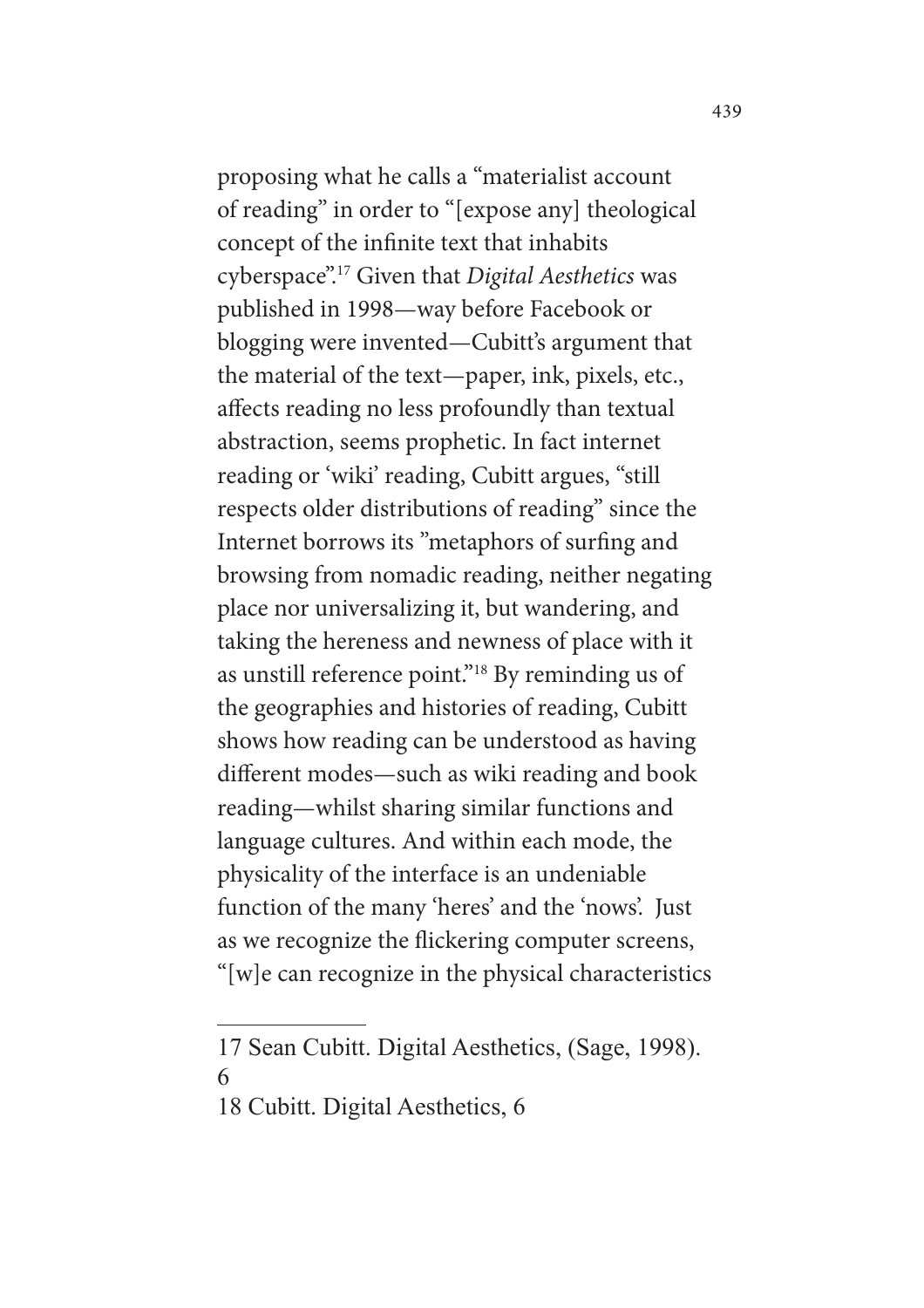proposing what he calls a "materialist account of reading" in order to "[expose any] theological concept of the infinite text that inhabits cyberspace".[17] Given that *Digital Aesthetics* was published in 1998—way before Facebook or blogging were invented—Cubitt's argument that the material of the text—paper, ink, pixels, etc., affects reading no less profoundly than textual abstraction, seems prophetic. In fact internet reading or 'wiki' reading, Cubitt argues, "still respects older distributions of reading" since the Internet borrows its "metaphors of surfing and browsing from nomadic reading, neither negating place nor universalizing it, but wandering, and taking the hereness and newness of place with it as unstill reference point."[18] By reminding us of the geographies and histories of reading, Cubitt shows how reading can be understood as having different modes—such as wiki reading and book reading—whilst sharing similar functions and language cultures. And within each mode, the physicality of the interface is an undeniable function of the many 'heres' and the 'nows'. Just as we recognize the flickering computer screens, "[w]e can recognize in the physical characteristics

---

17 Sean Cubitt. Digital Aesthetics, (Sage, 1998). 6

18 Cubitt. Digital Aesthetics, 6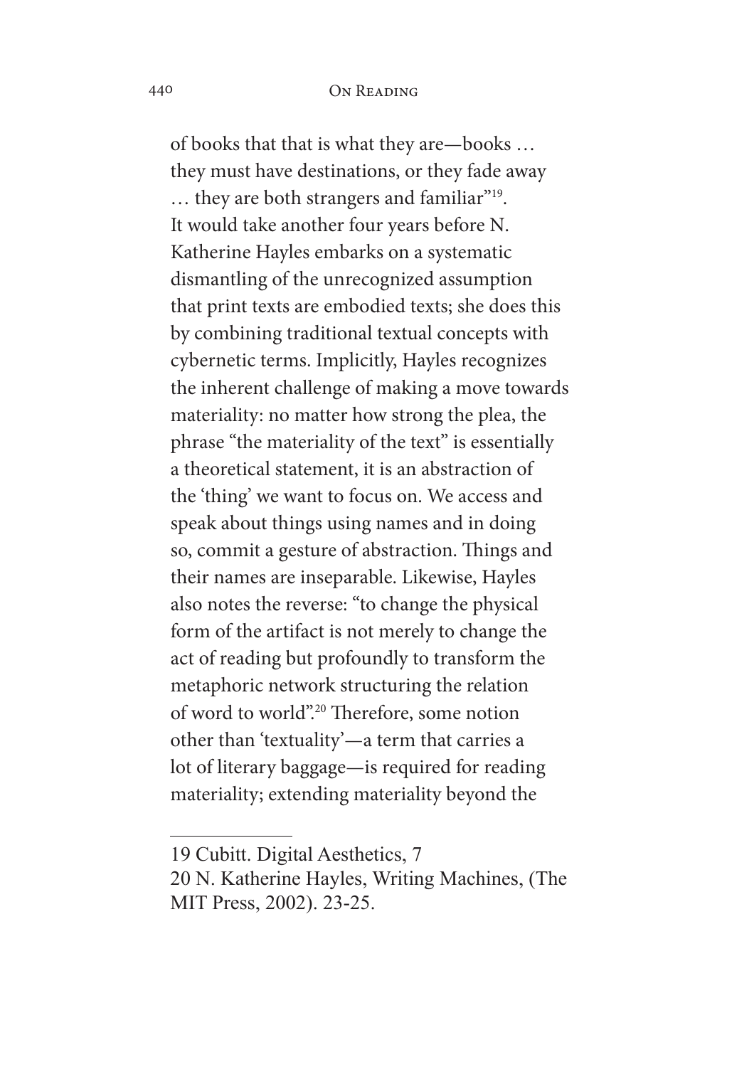of books that that is what they are—books … they must have destinations, or they fade away … they are both strangers and familiar"[19]. It would take another four years before N. Katherine Hayles embarks on a systematic dismantling of the unrecognized assumption that print texts are embodied texts; she does this by combining traditional textual concepts with cybernetic terms. Implicitly, Hayles recognizes the inherent challenge of making a move towards materiality: no matter how strong the plea, the phrase "the materiality of the text" is essentially a theoretical statement, it is an abstraction of the 'thing' we want to focus on. We access and speak about things using names and in doing so, commit a gesture of abstraction. Things and their names are inseparable. Likewise, Hayles also notes the reverse: "to change the physical form of the artifact is not merely to change the act of reading but profoundly to transform the metaphoric network structuring the relation of word to world".[20] Therefore, some notion other than 'textuality'—a term that carries a lot of literary baggage—is required for reading materiality; extending materiality beyond the

---

19 Cubitt. Digital Aesthetics, 7

20 N. Katherine Hayles, Writing Machines, (The MIT Press, 2002). 23-25.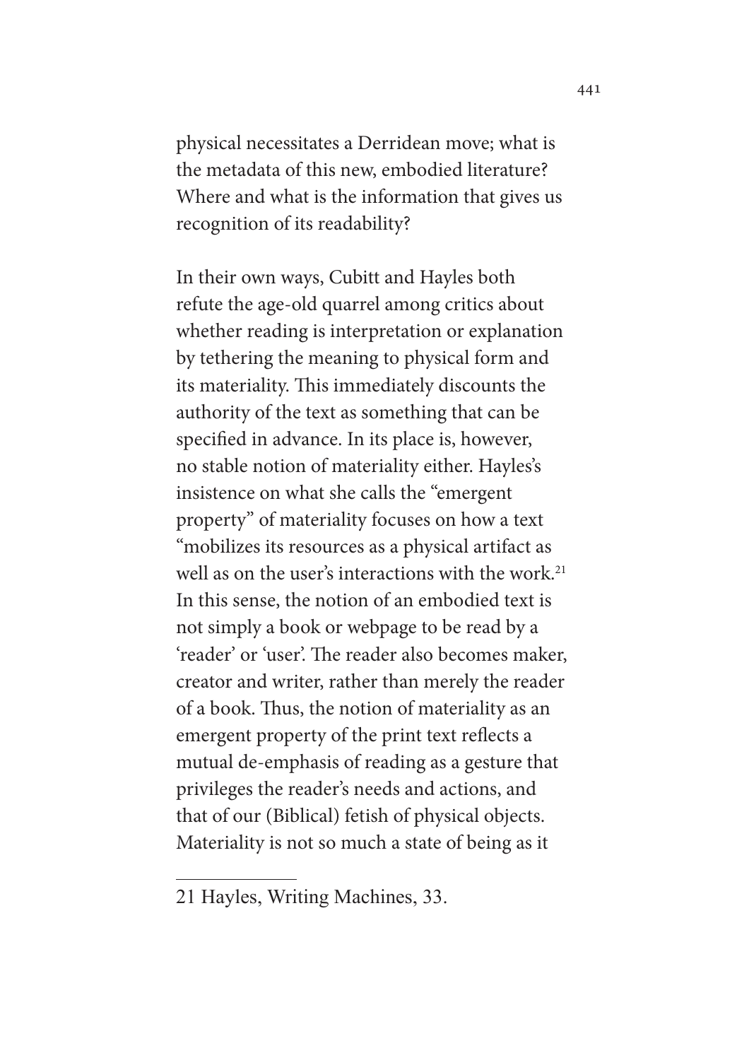physical necessitates a Derridean move; what is the metadata of this new, embodied literature? Where and what is the information that gives us recognition of its readability?

In their own ways, Cubitt and Hayles both refute the age-old quarrel among critics about whether reading is interpretation or explanation by tethering the meaning to physical form and its materiality. This immediately discounts the authority of the text as something that can be specified in advance. In its place is, however, no stable notion of materiality either. Hayles's insistence on what she calls the "emergent property" of materiality focuses on how a text "mobilizes its resources as a physical artifact as well as on the user's interactions with the work.[21] In this sense, the notion of an embodied text is not simply a book or webpage to be read by a 'reader' or 'user'. The reader also becomes maker, creator and writer, rather than merely the reader of a book. Thus, the notion of materiality as an emergent property of the print text reflects a mutual de-emphasis of reading as a gesture that privileges the reader's needs and actions, and that of our (Biblical) fetish of physical objects. Materiality is not so much a state of being as it

---

21 Hayles, Writing Machines, 33.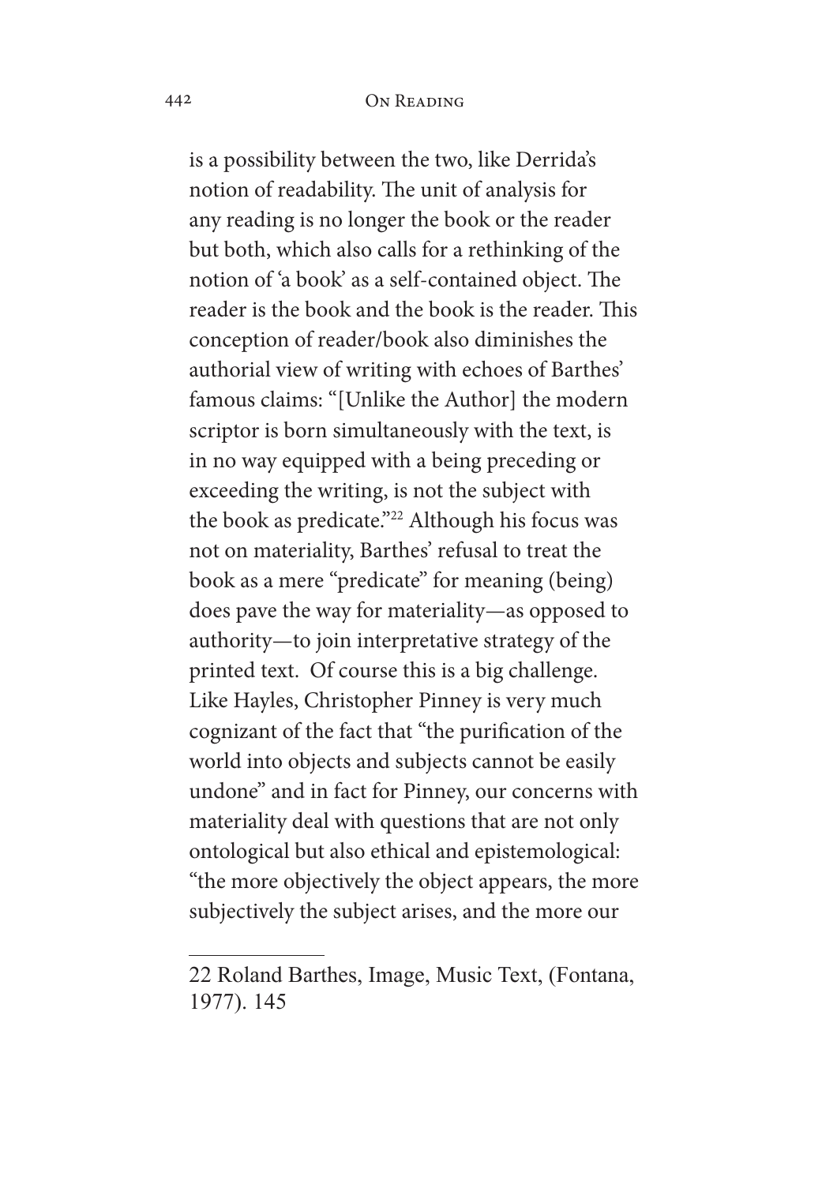is a possibility between the two, like Derrida's notion of readability. The unit of analysis for any reading is no longer the book or the reader but both, which also calls for a rethinking of the notion of 'a book' as a self-contained object. The reader is the book and the book is the reader. This conception of reader/book also diminishes the authorial view of writing with echoes of Barthes' famous claims: "[Unlike the Author] the modern scriptor is born simultaneously with the text, is in no way equipped with a being preceding or exceeding the writing, is not the subject with the book as predicate."[22] Although his focus was not on materiality, Barthes' refusal to treat the book as a mere "predicate" for meaning (being) does pave the way for materiality—as opposed to authority—to join interpretative strategy of the printed text. Of course this is a big challenge. Like Hayles, Christopher Pinney is very much cognizant of the fact that "the purification of the world into objects and subjects cannot be easily undone" and in fact for Pinney, our concerns with materiality deal with questions that are not only ontological but also ethical and epistemological: "the more objectively the object appears, the more subjectively the subject arises, and the more our

---

22 Roland Barthes, Image, Music Text, (Fontana, 1977). 145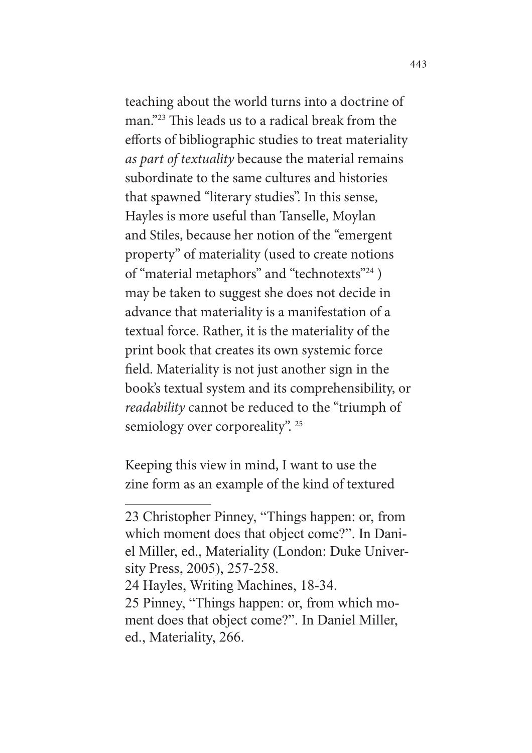teaching about the world turns into a doctrine of man."[23] This leads us to a radical break from the efforts of bibliographic studies to treat materiality *as part of textuality* because the material remains subordinate to the same cultures and histories that spawned "literary studies". In this sense, Hayles is more useful than Tanselle, Moylan and Stiles, because her notion of the "emergent property" of materiality (used to create notions of "material metaphors" and "technotexts"[24] ) may be taken to suggest she does not decide in advance that materiality is a manifestation of a textual force. Rather, it is the materiality of the print book that creates its own systemic force field. Materiality is not just another sign in the book's textual system and its comprehensibility, or *readability* cannot be reduced to the "triumph of semiology over corporeality". [25]

Keeping this view in mind, I want to use the zine form as an example of the kind of textured

---

23 Christopher Pinney, "Things happen: or, from which moment does that object come?". In Daniel Miller, ed., Materiality (London: Duke University Press, 2005), 257-258.

24 Hayles, Writing Machines, 18-34.

25 Pinney, "Things happen: or, from which moment does that object come?". In Daniel Miller, ed., Materiality, 266.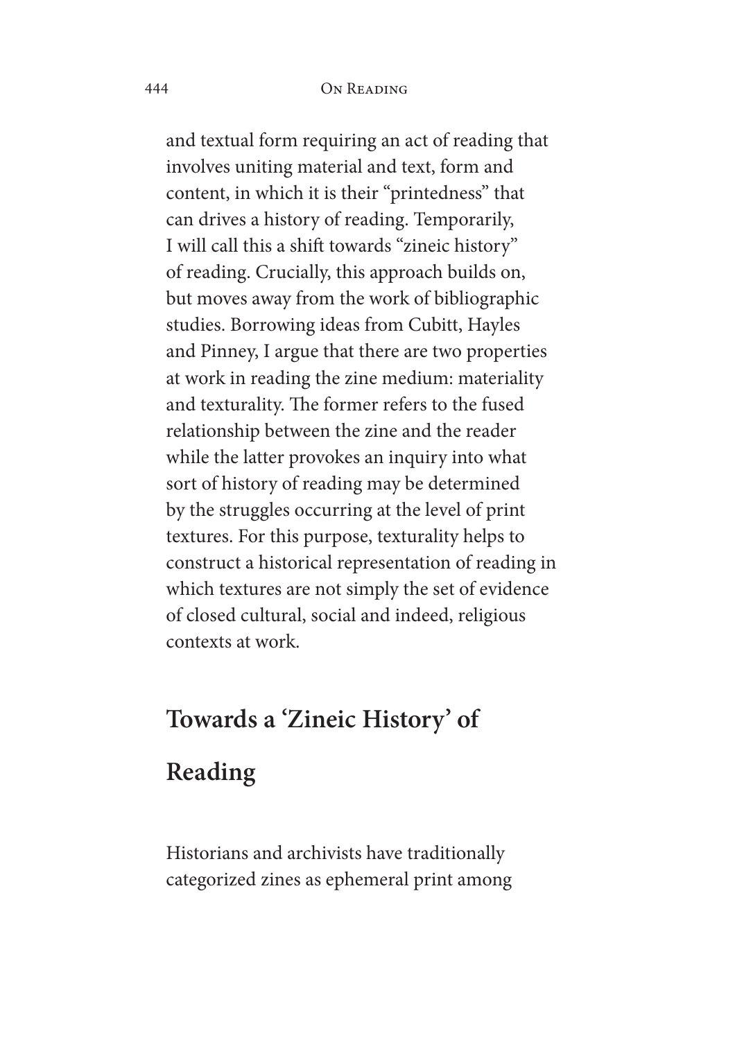and textual form requiring an act of reading that involves uniting material and text, form and content, in which it is their "printedness" that can drives a history of reading. Temporarily, I will call this a shift towards "zineic history" of reading. Crucially, this approach builds on, but moves away from the work of bibliographic studies. Borrowing ideas from Cubitt, Hayles and Pinney, I argue that there are two properties at work in reading the zine medium: materiality and texturality. The former refers to the fused relationship between the zine and the reader while the latter provokes an inquiry into what sort of history of reading may be determined by the struggles occurring at the level of print textures. For this purpose, texturality helps to construct a historical representation of reading in which textures are not simply the set of evidence of closed cultural, social and indeed, religious contexts at work.

## Towards a 'Zineic History' of Reading

Historians and archivists have traditionally categorized zines as ephemeral print among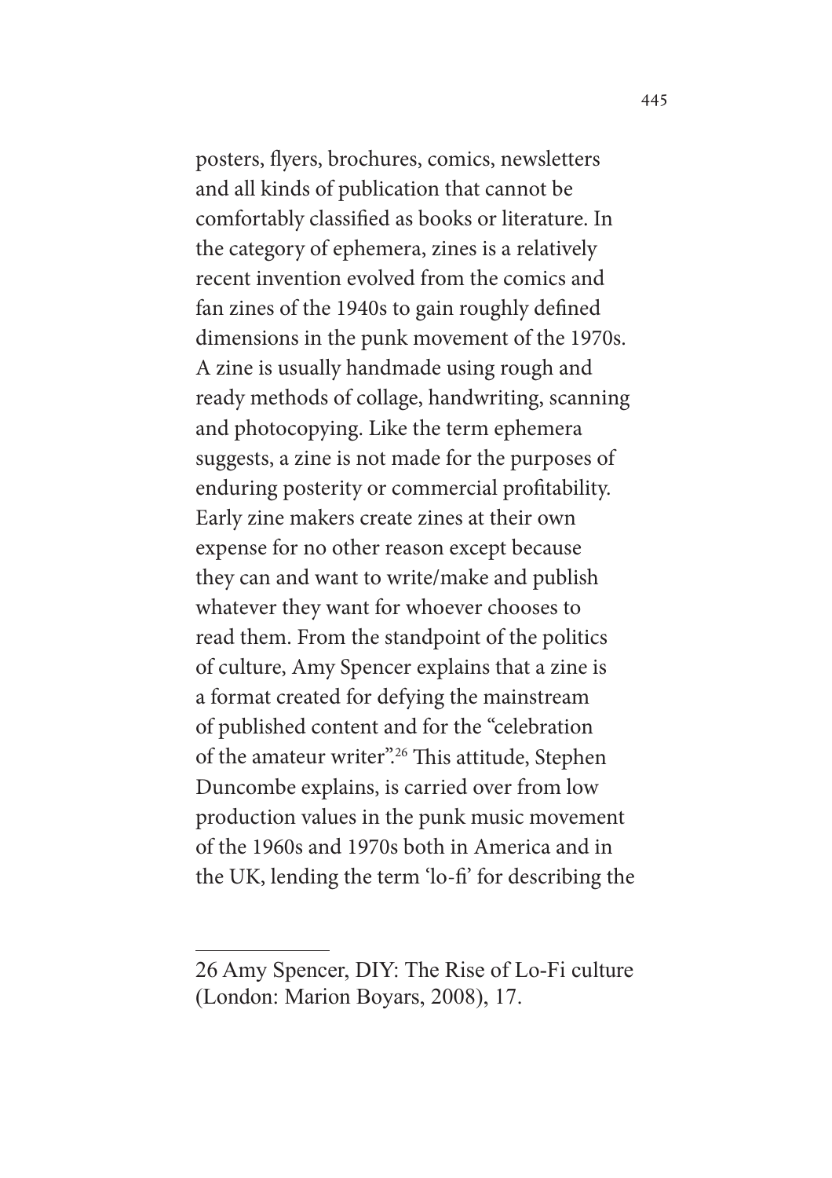posters, flyers, brochures, comics, newsletters and all kinds of publication that cannot be comfortably classified as books or literature. In the category of ephemera, zines is a relatively recent invention evolved from the comics and fan zines of the 1940s to gain roughly defined dimensions in the punk movement of the 1970s. A zine is usually handmade using rough and ready methods of collage, handwriting, scanning and photocopying. Like the term ephemera suggests, a zine is not made for the purposes of enduring posterity or commercial profitability. Early zine makers create zines at their own expense for no other reason except because they can and want to write/make and publish whatever they want for whoever chooses to read them. From the standpoint of the politics of culture, Amy Spencer explains that a zine is a format created for defying the mainstream of published content and for the "celebration of the amateur writer".[26] This attitude, Stephen Duncombe explains, is carried over from low production values in the punk music movement of the 1960s and 1970s both in America and in the UK, lending the term 'lo-fi' for describing the

---

26 Amy Spencer, DIY: The Rise of Lo-Fi culture (London: Marion Boyars, 2008), 17.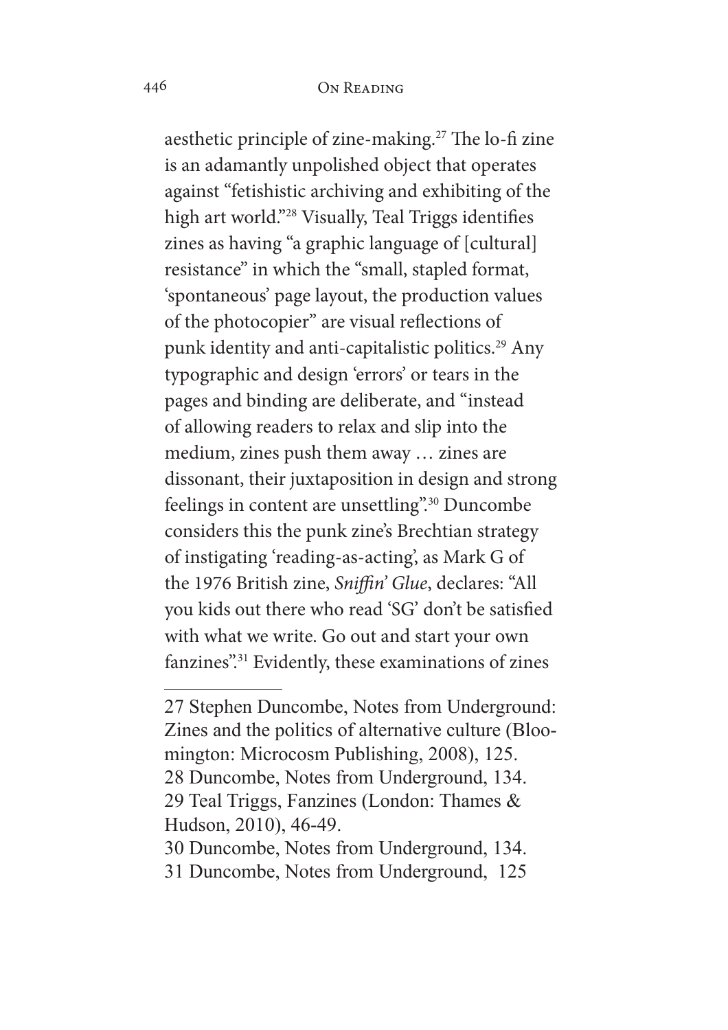aesthetic principle of zine-making.[27] The lo-fi zine is an adamantly unpolished object that operates against "fetishistic archiving and exhibiting of the high art world."[28] Visually, Teal Triggs identifies zines as having "a graphic language of [cultural] resistance" in which the "small, stapled format, 'spontaneous' page layout, the production values of the photocopier" are visual reflections of punk identity and anti-capitalistic politics.[29] Any typographic and design 'errors' or tears in the pages and binding are deliberate, and "instead of allowing readers to relax and slip into the medium, zines push them away … zines are dissonant, their juxtaposition in design and strong feelings in content are unsettling".[30] Duncombe considers this the punk zine's Brechtian strategy of instigating 'reading-as-acting', as Mark G of the 1976 British zine, *Sniffin' Glue*, declares: "All you kids out there who read 'SG' don't be satisfied with what we write. Go out and start your own fanzines".[31] Evidently, these examinations of zines

---

27 Stephen Duncombe, Notes from Underground: Zines and the politics of alternative culture (Bloomington: Microcosm Publishing, 2008), 125.

28 Duncombe, Notes from Underground, 134.

29 Teal Triggs, Fanzines (London: Thames & Hudson, 2010), 46-49.

30 Duncombe, Notes from Underground, 134.

31 Duncombe, Notes from Underground, 125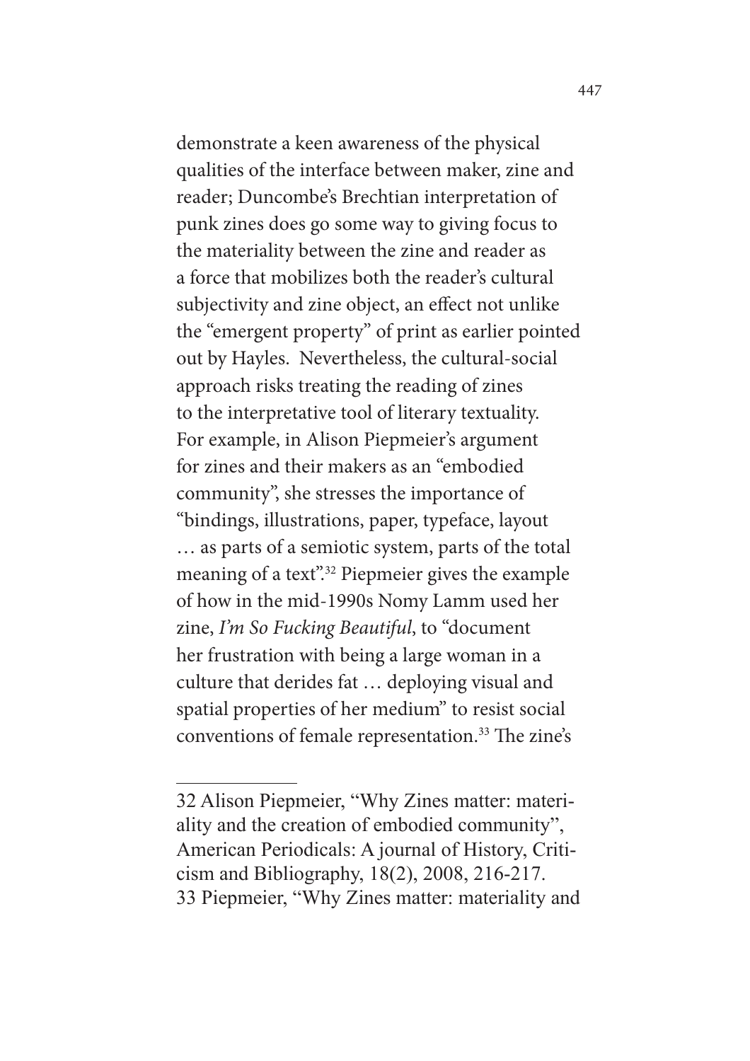demonstrate a keen awareness of the physical qualities of the interface between maker, zine and reader; Duncombe's Brechtian interpretation of punk zines does go some way to giving focus to the materiality between the zine and reader as a force that mobilizes both the reader's cultural subjectivity and zine object, an effect not unlike the "emergent property" of print as earlier pointed out by Hayles. Nevertheless, the cultural-social approach risks treating the reading of zines to the interpretative tool of literary textuality. For example, in Alison Piepmeier's argument for zines and their makers as an "embodied community", she stresses the importance of "bindings, illustrations, paper, typeface, layout … as parts of a semiotic system, parts of the total meaning of a text".[32] Piepmeier gives the example of how in the mid-1990s Nomy Lamm used her zine, *I'm So Fucking Beautiful*, to "document her frustration with being a large woman in a culture that derides fat … deploying visual and spatial properties of her medium" to resist social conventions of female representation.[33] The zine's

---

32 Alison Piepmeier, "Why Zines matter: materiality and the creation of embodied community", American Periodicals: A journal of History, Criticism and Bibliography, 18(2), 2008, 216-217.
33 Piepmeier, "Why Zines matter: materiality and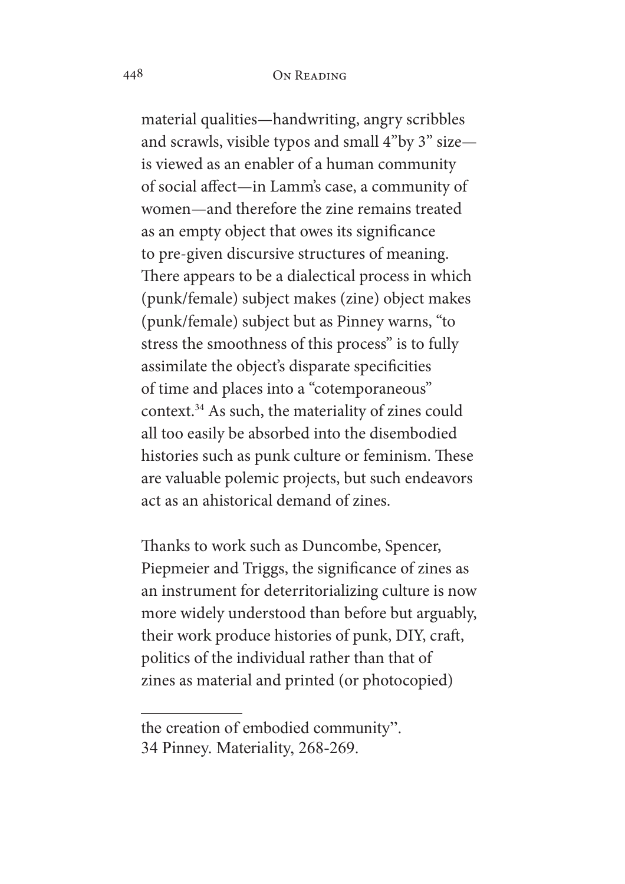material qualities—handwriting, angry scribbles and scrawls, visible typos and small 4"by 3" size—is viewed as an enabler of a human community of social affect—in Lamm's case, a community of women—and therefore the zine remains treated as an empty object that owes its significance to pre-given discursive structures of meaning. There appears to be a dialectical process in which (punk/female) subject makes (zine) object makes (punk/female) subject but as Pinney warns, "to stress the smoothness of this process" is to fully assimilate the object's disparate specificities of time and places into a "cotemporaneous" context.[34] As such, the materiality of zines could all too easily be absorbed into the disembodied histories such as punk culture or feminism. These are valuable polemic projects, but such endeavors act as an ahistorical demand of zines.

Thanks to work such as Duncombe, Spencer, Piepmeier and Triggs, the significance of zines as an instrument for deterritorializing culture is now more widely understood than before but arguably, their work produce histories of punk, DIY, craft, politics of the individual rather than that of zines as material and printed (or photocopied)

---

the creation of embodied community".

34 Pinney. Materiality, 268-269.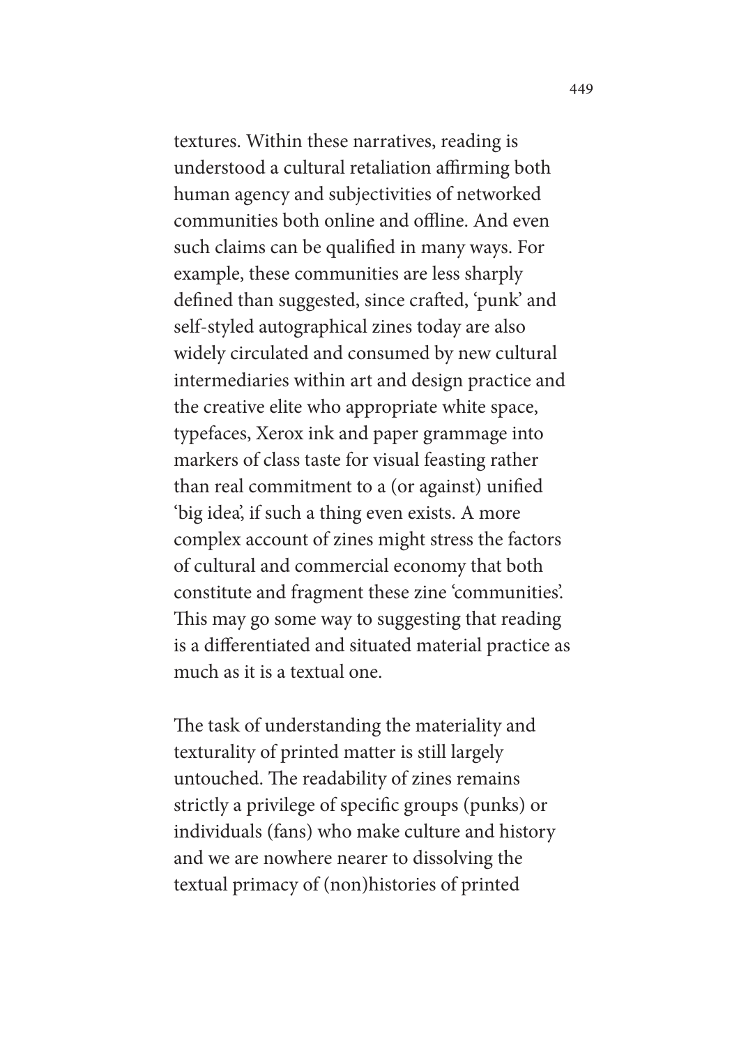textures. Within these narratives, reading is understood a cultural retaliation affirming both human agency and subjectivities of networked communities both online and offline. And even such claims can be qualified in many ways. For example, these communities are less sharply defined than suggested, since crafted, 'punk' and self-styled autographical zines today are also widely circulated and consumed by new cultural intermediaries within art and design practice and the creative elite who appropriate white space, typefaces, Xerox ink and paper grammage into markers of class taste for visual feasting rather than real commitment to a (or against) unified 'big idea', if such a thing even exists. A more complex account of zines might stress the factors of cultural and commercial economy that both constitute and fragment these zine 'communities'. This may go some way to suggesting that reading is a differentiated and situated material practice as much as it is a textual one.

The task of understanding the materiality and texturality of printed matter is still largely untouched. The readability of zines remains strictly a privilege of specific groups (punks) or individuals (fans) who make culture and history and we are nowhere nearer to dissolving the textual primacy of (non)histories of printed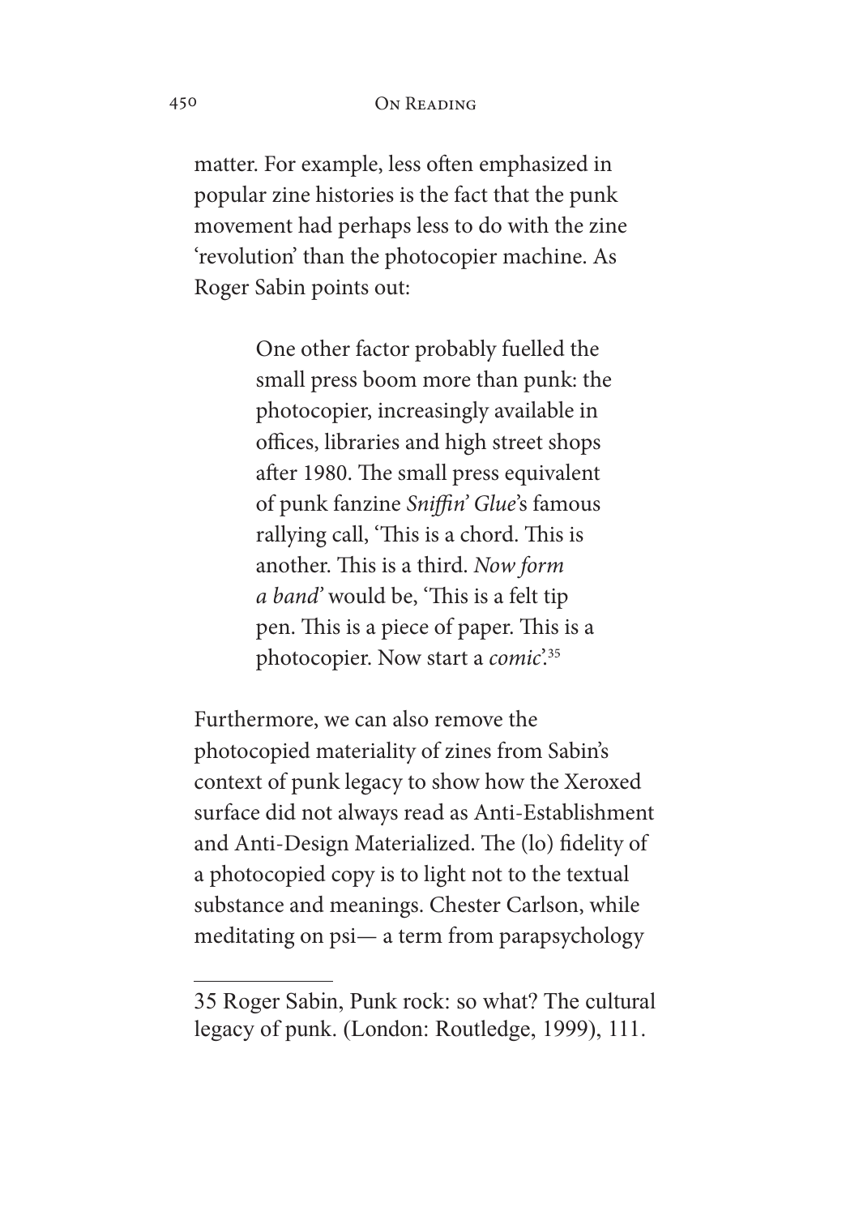matter. For example, less often emphasized in popular zine histories is the fact that the punk movement had perhaps less to do with the zine 'revolution' than the photocopier machine. As Roger Sabin points out:

> One other factor probably fuelled the small press boom more than punk: the photocopier, increasingly available in offices, libraries and high street shops after 1980. The small press equivalent of punk fanzine *Sniffin' Glue*'s famous rallying call, 'This is a chord. This is another. This is a third. *Now form a band*' would be, 'This is a felt tip pen. This is a piece of paper. This is a photocopier. Now start a *comic*'.[35]

Furthermore, we can also remove the photocopied materiality of zines from Sabin's context of punk legacy to show how the Xeroxed surface did not always read as Anti-Establishment and Anti-Design Materialized. The (lo) fidelity of a photocopied copy is to light not to the textual substance and meanings. Chester Carlson, while meditating on psi— a term from parapsychology

---

35 Roger Sabin, Punk rock: so what? The cultural legacy of punk. (London: Routledge, 1999), 111.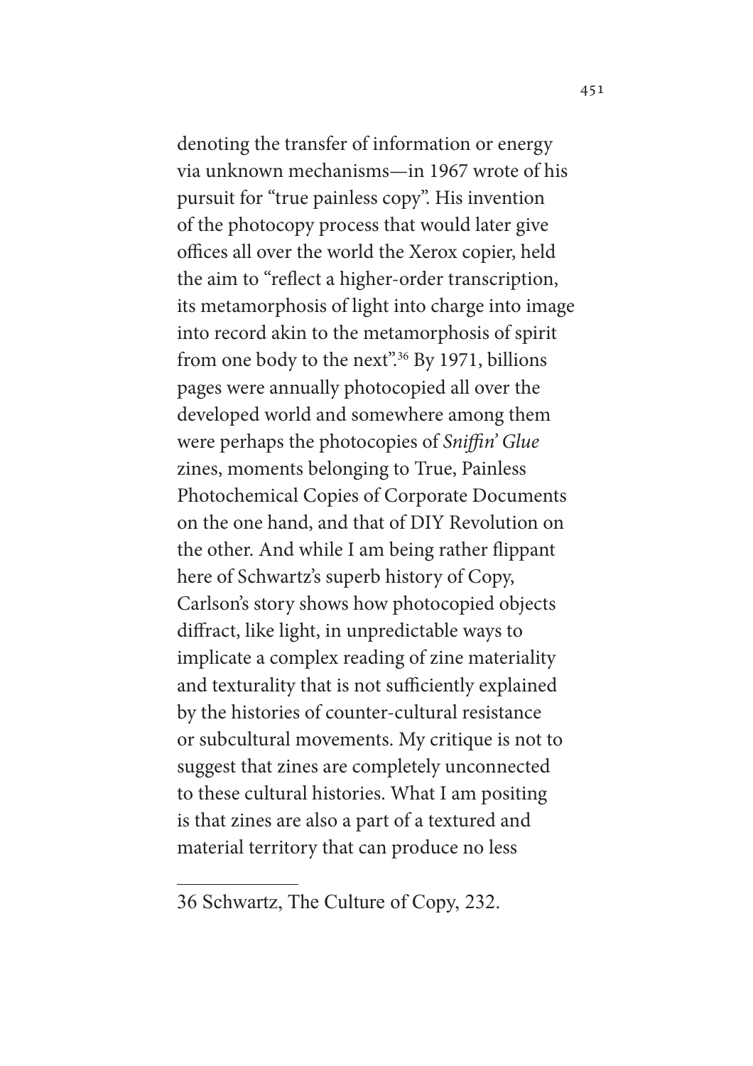denoting the transfer of information or energy via unknown mechanisms—in 1967 wrote of his pursuit for "true painless copy". His invention of the photocopy process that would later give offices all over the world the Xerox copier, held the aim to "reflect a higher-order transcription, its metamorphosis of light into charge into image into record akin to the metamorphosis of spirit from one body to the next".[36] By 1971, billions pages were annually photocopied all over the developed world and somewhere among them were perhaps the photocopies of *Sniffin' Glue* zines, moments belonging to True, Painless Photochemical Copies of Corporate Documents on the one hand, and that of DIY Revolution on the other. And while I am being rather flippant here of Schwartz's superb history of Copy, Carlson's story shows how photocopied objects diffract, like light, in unpredictable ways to implicate a complex reading of zine materiality and texturality that is not sufficiently explained by the histories of counter-cultural resistance or subcultural movements. My critique is not to suggest that zines are completely unconnected to these cultural histories. What I am positing is that zines are also a part of a textured and material territory that can produce no less

---

36 Schwartz, The Culture of Copy, 232.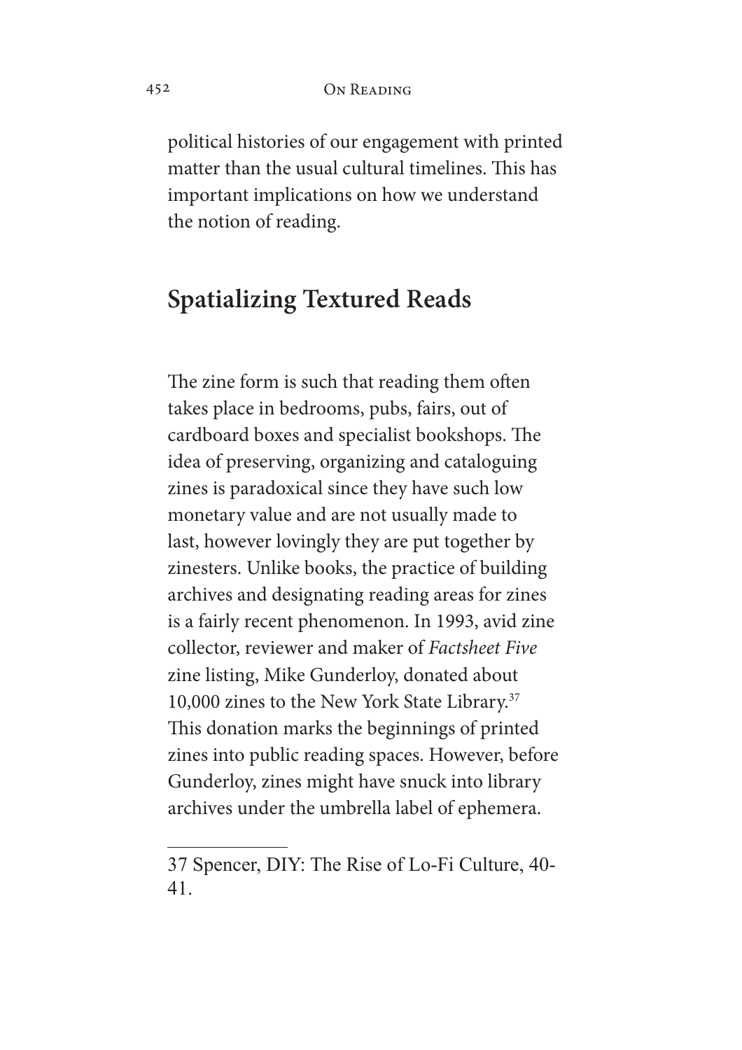political histories of our engagement with printed matter than the usual cultural timelines. This has important implications on how we understand the notion of reading.

## Spatializing Textured Reads

The zine form is such that reading them often takes place in bedrooms, pubs, fairs, out of cardboard boxes and specialist bookshops. The idea of preserving, organizing and cataloguing zines is paradoxical since they have such low monetary value and are not usually made to last, however lovingly they are put together by zinesters. Unlike books, the practice of building archives and designating reading areas for zines is a fairly recent phenomenon. In 1993, avid zine collector, reviewer and maker of *Factsheet Five* zine listing, Mike Gunderloy, donated about 10,000 zines to the New York State Library.[37] This donation marks the beginnings of printed zines into public reading spaces. However, before Gunderloy, zines might have snuck into library archives under the umbrella label of ephemera.

---

37 Spencer, DIY: The Rise of Lo-Fi Culture, 40-41.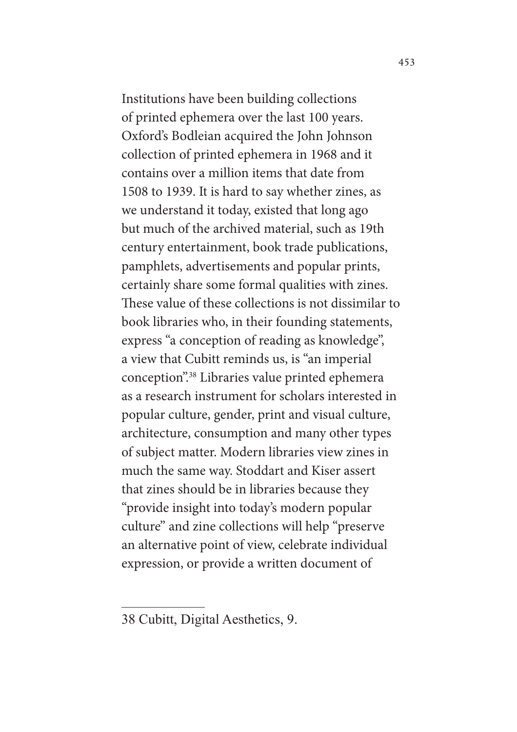Institutions have been building collections of printed ephemera over the last 100 years. Oxford's Bodleian acquired the John Johnson collection of printed ephemera in 1968 and it contains over a million items that date from 1508 to 1939. It is hard to say whether zines, as we understand it today, existed that long ago but much of the archived material, such as 19th century entertainment, book trade publications, pamphlets, advertisements and popular prints, certainly share some formal qualities with zines. These value of these collections is not dissimilar to book libraries who, in their founding statements, express "a conception of reading as knowledge", a view that Cubitt reminds us, is "an imperial conception".[38] Libraries value printed ephemera as a research instrument for scholars interested in popular culture, gender, print and visual culture, architecture, consumption and many other types of subject matter. Modern libraries view zines in much the same way. Stoddart and Kiser assert that zines should be in libraries because they "provide insight into today's modern popular culture" and zine collections will help "preserve an alternative point of view, celebrate individual expression, or provide a written document of

---

38 Cubitt, Digital Aesthetics, 9.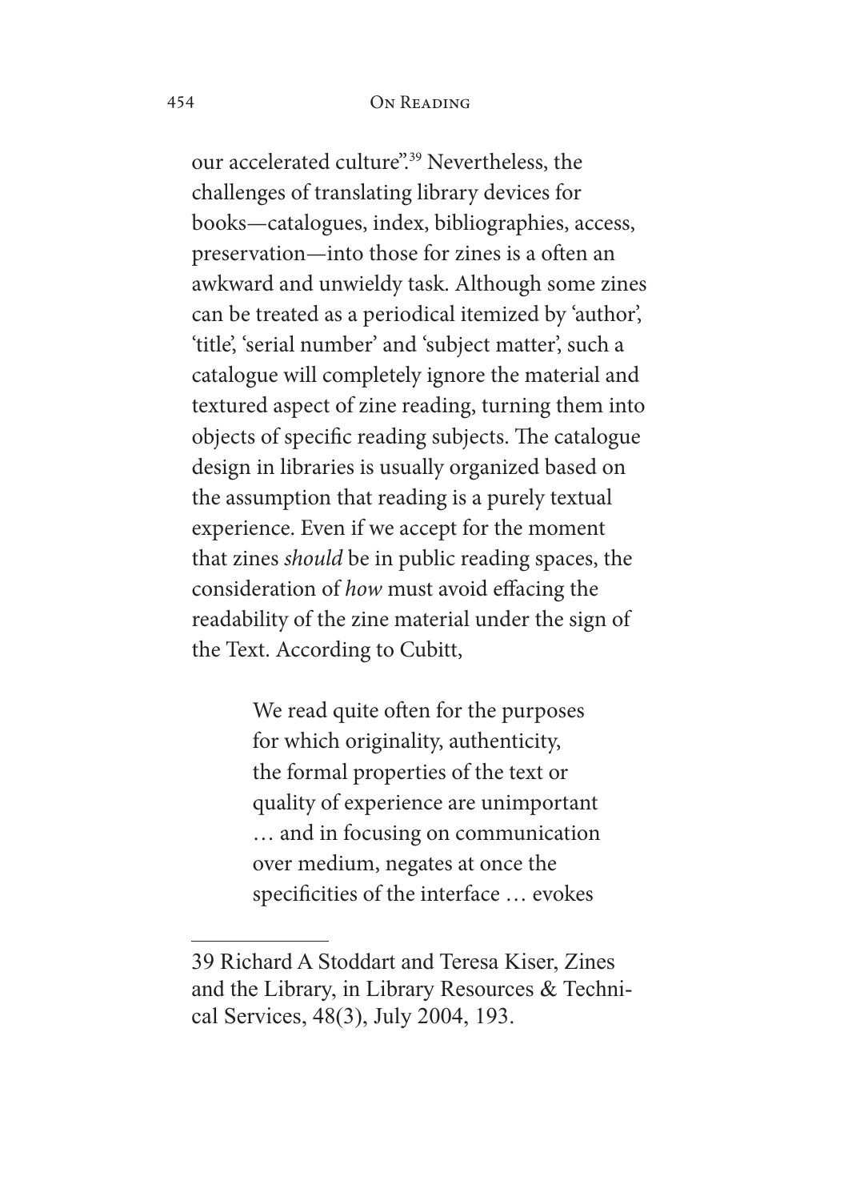our accelerated culture".[39] Nevertheless, the challenges of translating library devices for books—catalogues, index, bibliographies, access, preservation—into those for zines is a often an awkward and unwieldy task. Although some zines can be treated as a periodical itemized by 'author', 'title', 'serial number' and 'subject matter', such a catalogue will completely ignore the material and textured aspect of zine reading, turning them into objects of specific reading subjects. The catalogue design in libraries is usually organized based on the assumption that reading is a purely textual experience. Even if we accept for the moment that zines *should* be in public reading spaces, the consideration of *how* must avoid effacing the readability of the zine material under the sign of the Text. According to Cubitt,

> We read quite often for the purposes for which originality, authenticity, the formal properties of the text or quality of experience are unimportant … and in focusing on communication over medium, negates at once the specificities of the interface … evokes

---

39 Richard A Stoddart and Teresa Kiser, Zines and the Library, in Library Resources & Technical Services, 48(3), July 2004, 193.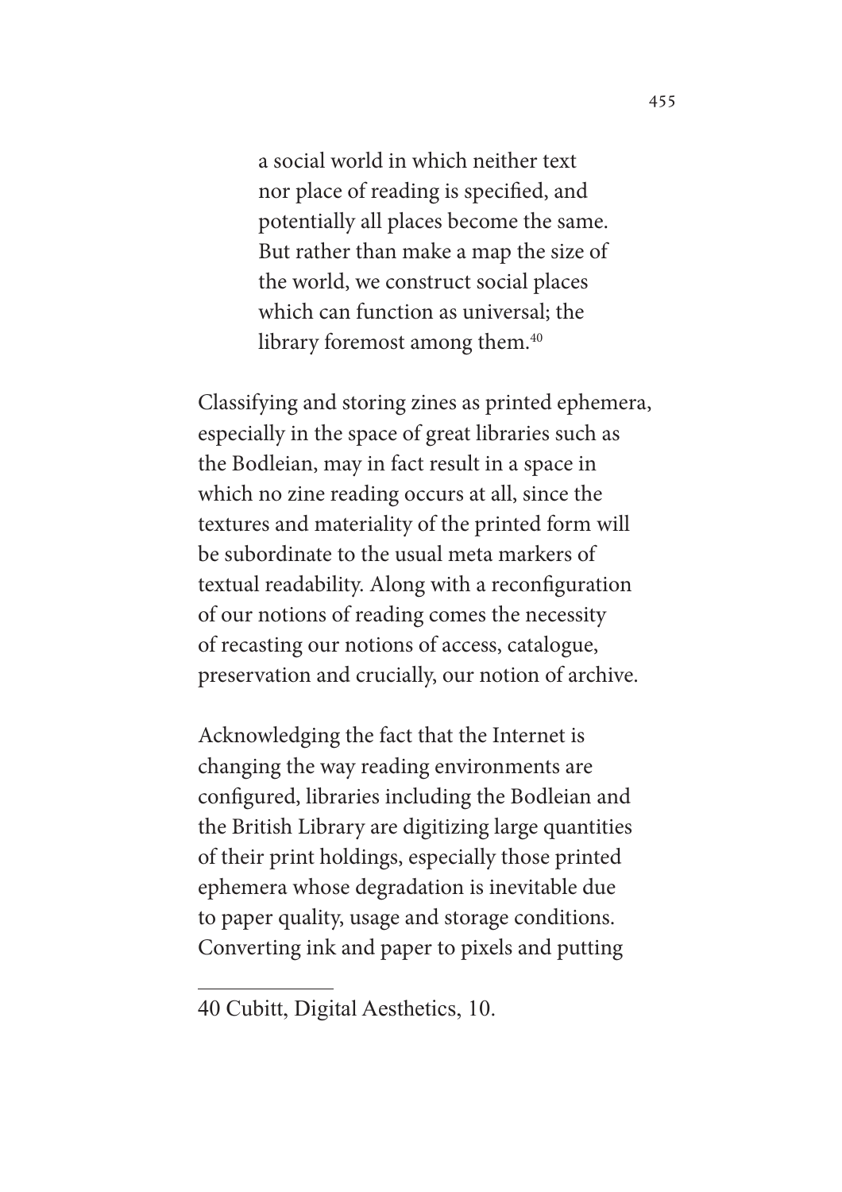> a social world in which neither text nor place of reading is specified, and potentially all places become the same. But rather than make a map the size of the world, we construct social places which can function as universal; the library foremost among them.[40]

Classifying and storing zines as printed ephemera, especially in the space of great libraries such as the Bodleian, may in fact result in a space in which no zine reading occurs at all, since the textures and materiality of the printed form will be subordinate to the usual meta markers of textual readability. Along with a reconfiguration of our notions of reading comes the necessity of recasting our notions of access, catalogue, preservation and crucially, our notion of archive.

Acknowledging the fact that the Internet is changing the way reading environments are configured, libraries including the Bodleian and the British Library are digitizing large quantities of their print holdings, especially those printed ephemera whose degradation is inevitable due to paper quality, usage and storage conditions. Converting ink and paper to pixels and putting

40 Cubitt, Digital Aesthetics, 10.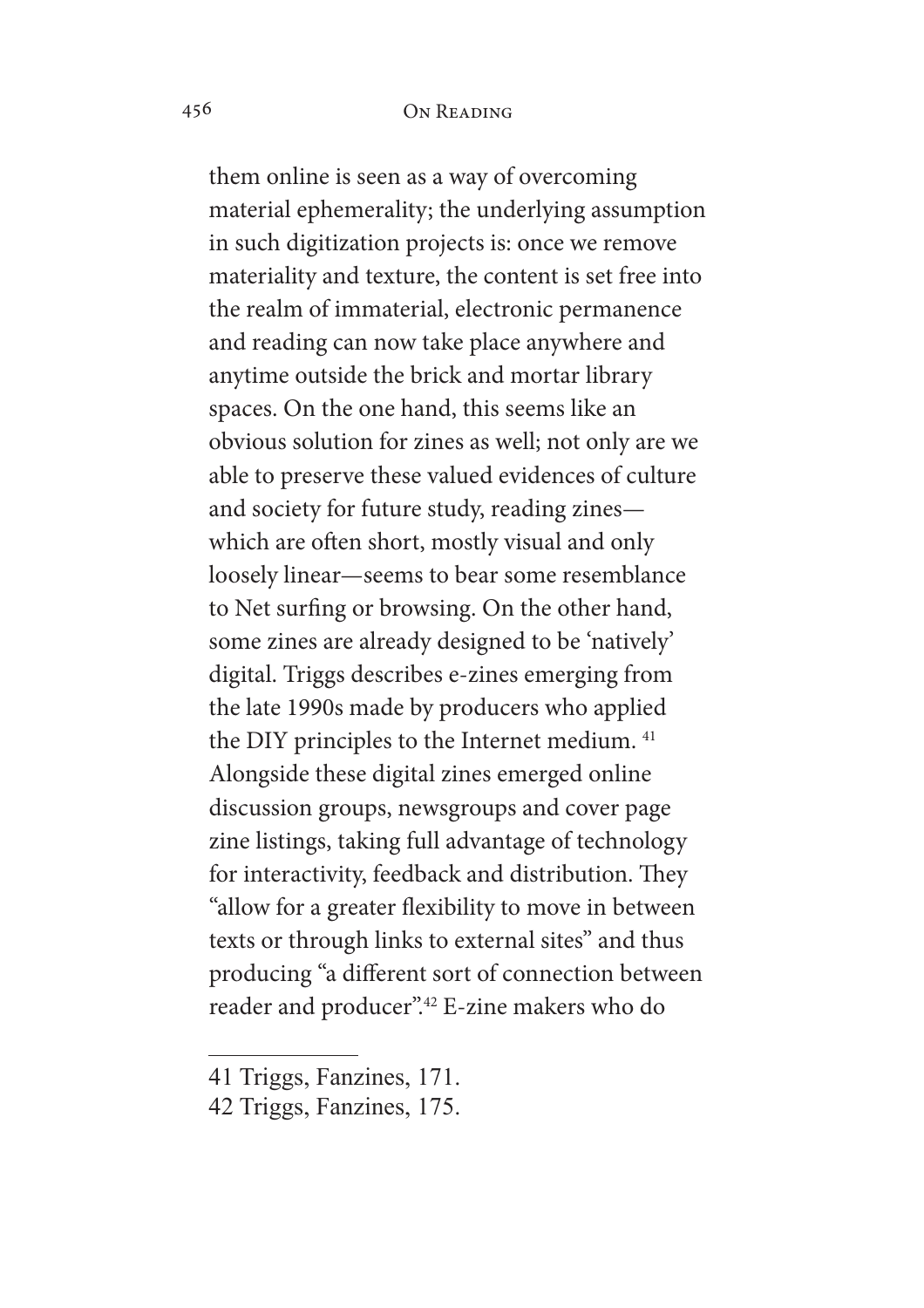them online is seen as a way of overcoming material ephemerality; the underlying assumption in such digitization projects is: once we remove materiality and texture, the content is set free into the realm of immaterial, electronic permanence and reading can now take place anywhere and anytime outside the brick and mortar library spaces. On the one hand, this seems like an obvious solution for zines as well; not only are we able to preserve these valued evidences of culture and society for future study, reading zines—which are often short, mostly visual and only loosely linear—seems to bear some resemblance to Net surfing or browsing. On the other hand, some zines are already designed to be 'natively' digital. Triggs describes e-zines emerging from the late 1990s made by producers who applied the DIY principles to the Internet medium. [41] Alongside these digital zines emerged online discussion groups, newsgroups and cover page zine listings, taking full advantage of technology for interactivity, feedback and distribution. They "allow for a greater flexibility to move in between texts or through links to external sites" and thus producing "a different sort of connection between reader and producer".[42] E-zine makers who do

---

41 Triggs, Fanzines, 171.

42 Triggs, Fanzines, 175.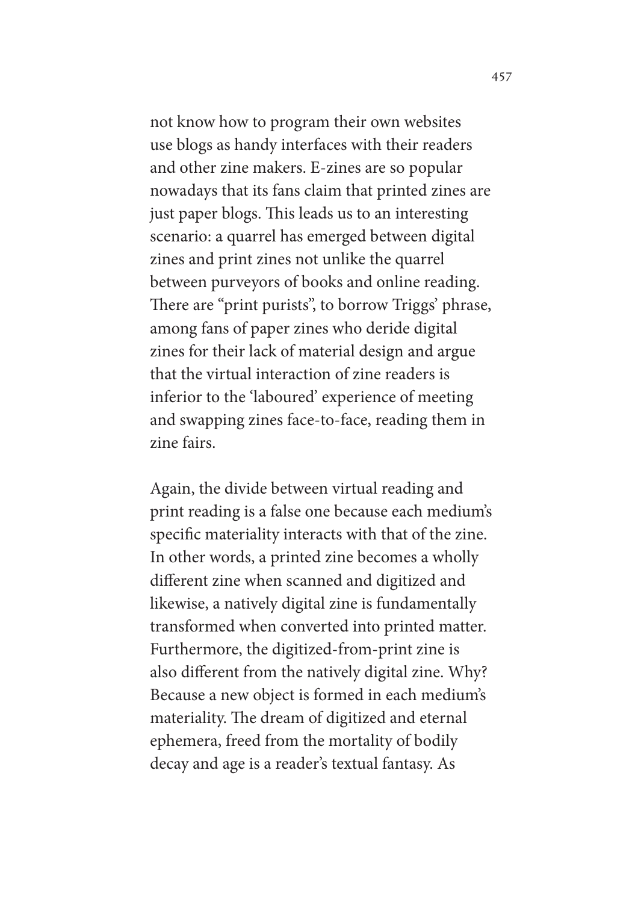not know how to program their own websites use blogs as handy interfaces with their readers and other zine makers. E-zines are so popular nowadays that its fans claim that printed zines are just paper blogs. This leads us to an interesting scenario: a quarrel has emerged between digital zines and print zines not unlike the quarrel between purveyors of books and online reading. There are "print purists", to borrow Triggs' phrase, among fans of paper zines who deride digital zines for their lack of material design and argue that the virtual interaction of zine readers is inferior to the 'laboured' experience of meeting and swapping zines face-to-face, reading them in zine fairs.

Again, the divide between virtual reading and print reading is a false one because each medium's specific materiality interacts with that of the zine. In other words, a printed zine becomes a wholly different zine when scanned and digitized and likewise, a natively digital zine is fundamentally transformed when converted into printed matter. Furthermore, the digitized-from-print zine is also different from the natively digital zine. Why? Because a new object is formed in each medium's materiality. The dream of digitized and eternal ephemera, freed from the mortality of bodily decay and age is a reader's textual fantasy. As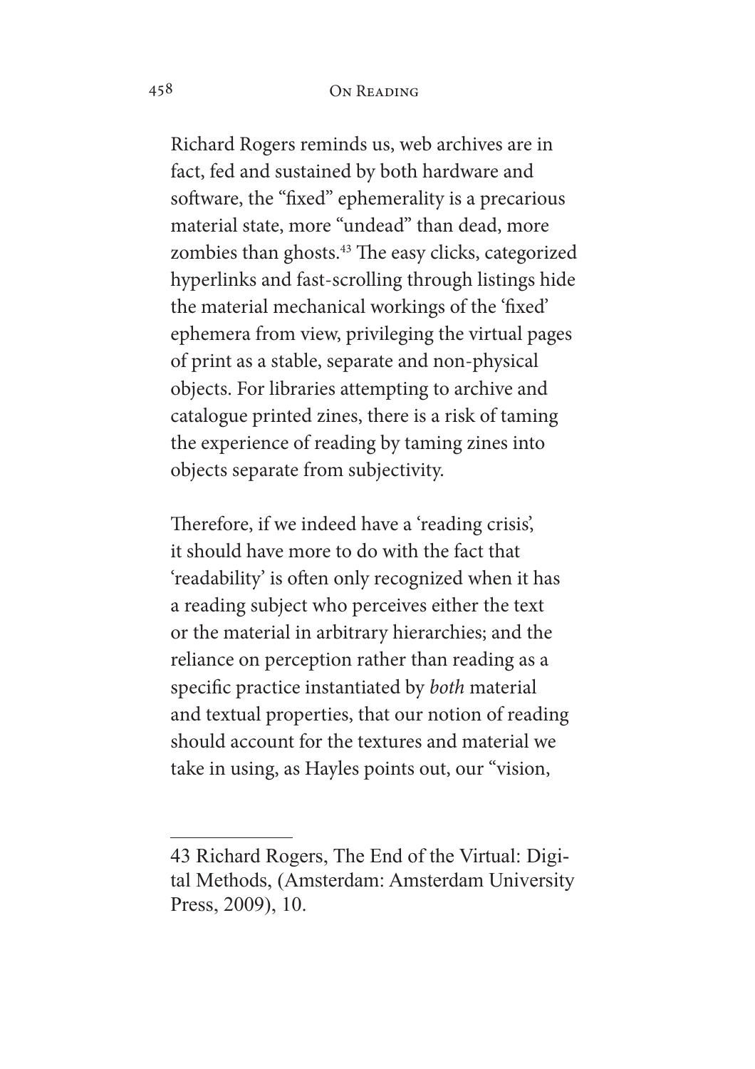Richard Rogers reminds us, web archives are in fact, fed and sustained by both hardware and software, the "fixed" ephemerality is a precarious material state, more "undead" than dead, more zombies than ghosts.[43] The easy clicks, categorized hyperlinks and fast-scrolling through listings hide the material mechanical workings of the 'fixed' ephemera from view, privileging the virtual pages of print as a stable, separate and non-physical objects. For libraries attempting to archive and catalogue printed zines, there is a risk of taming the experience of reading by taming zines into objects separate from subjectivity.

Therefore, if we indeed have a 'reading crisis', it should have more to do with the fact that 'readability' is often only recognized when it has a reading subject who perceives either the text or the material in arbitrary hierarchies; and the reliance on perception rather than reading as a specific practice instantiated by *both* material and textual properties, that our notion of reading should account for the textures and material we take in using, as Hayles points out, our "vision,

---

43 Richard Rogers, The End of the Virtual: Digital Methods, (Amsterdam: Amsterdam University Press, 2009), 10.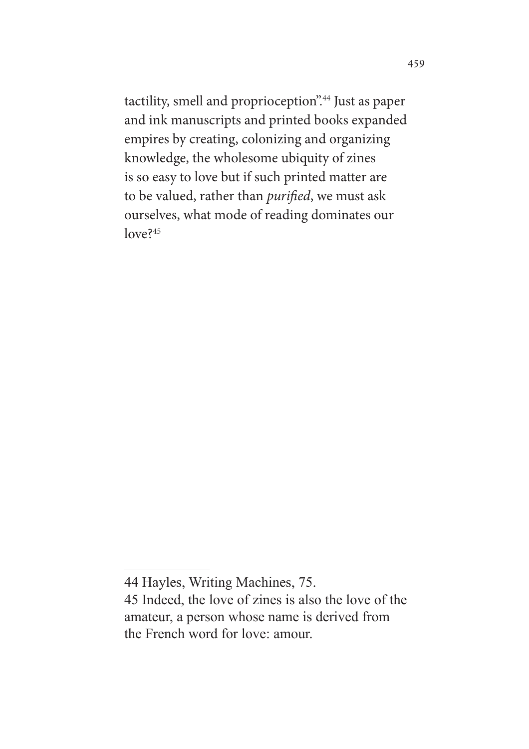tactility, smell and proprioception".[44] Just as paper and ink manuscripts and printed books expanded empires by creating, colonizing and organizing knowledge, the wholesome ubiquity of zines is so easy to love but if such printed matter are to be valued, rather than *purified*, we must ask ourselves, what mode of reading dominates our love?[45]

---

44 Hayles, Writing Machines, 75.

45 Indeed, the love of zines is also the love of the amateur, a person whose name is derived from the French word for love: amour.